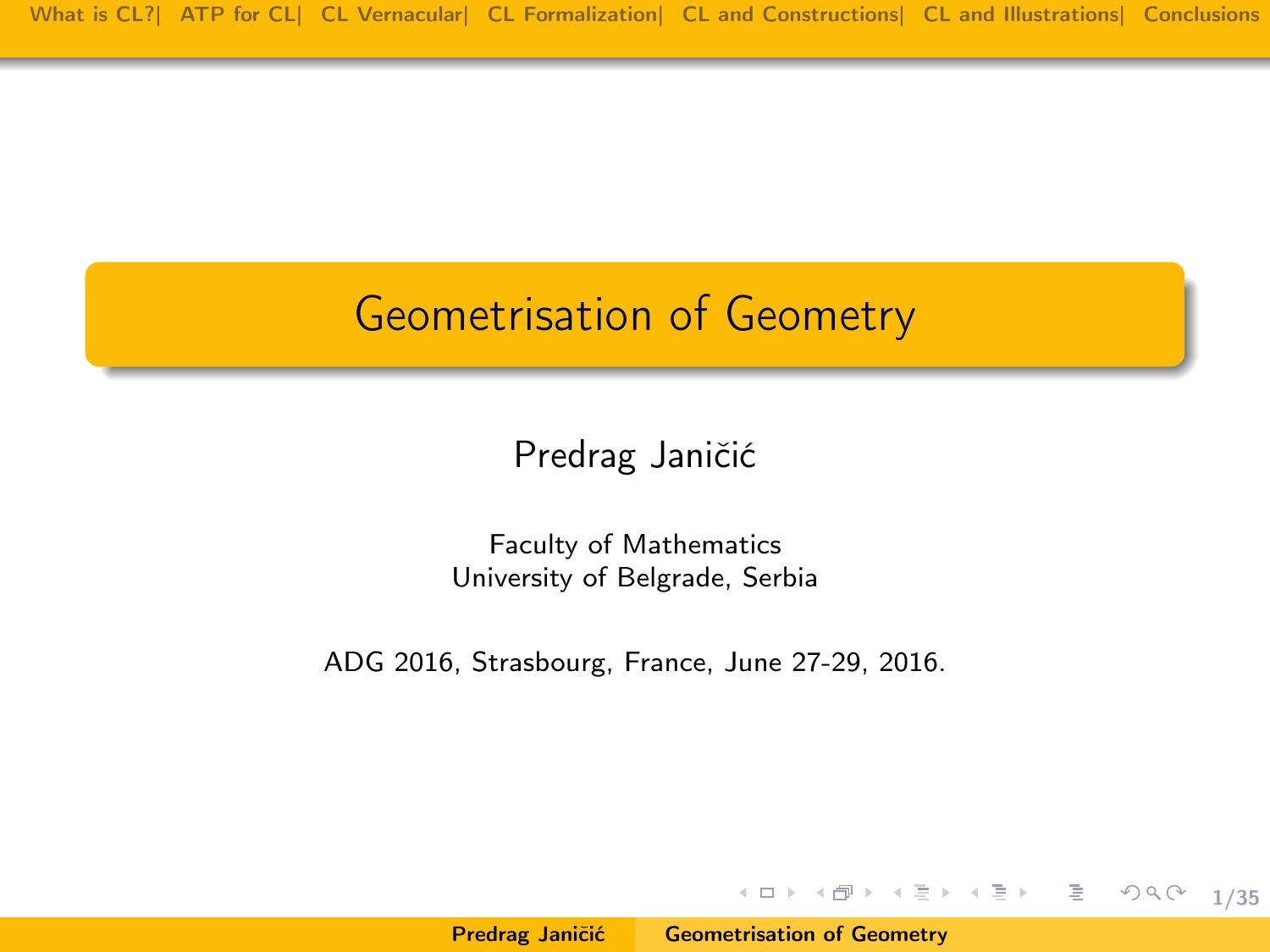# Geometrisation of Geometry

Predrag Janičić

Faculty of Mathematics
University of Belgrade, Serbia

ADG 2016, Strasbourg, France, June 27-29, 2016.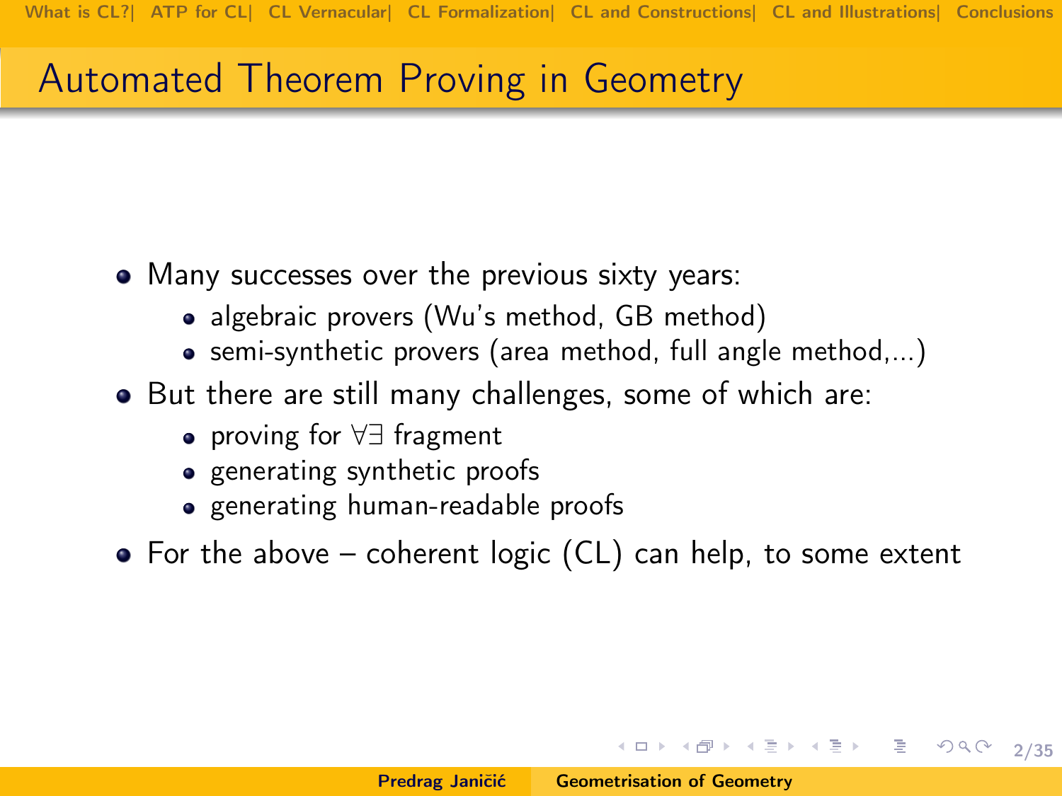## Automated Theorem Proving in Geometry

- Many successes over the previous sixty years:
  - algebraic provers (Wu's method, GB method)
  - semi-synthetic provers (area method, full angle method,...)
- But there are still many challenges, some of which are:
  - proving for $\forall\exists$ fragment
  - generating synthetic proofs
  - generating human-readable proofs
- For the above – coherent logic (CL) can help, to some extent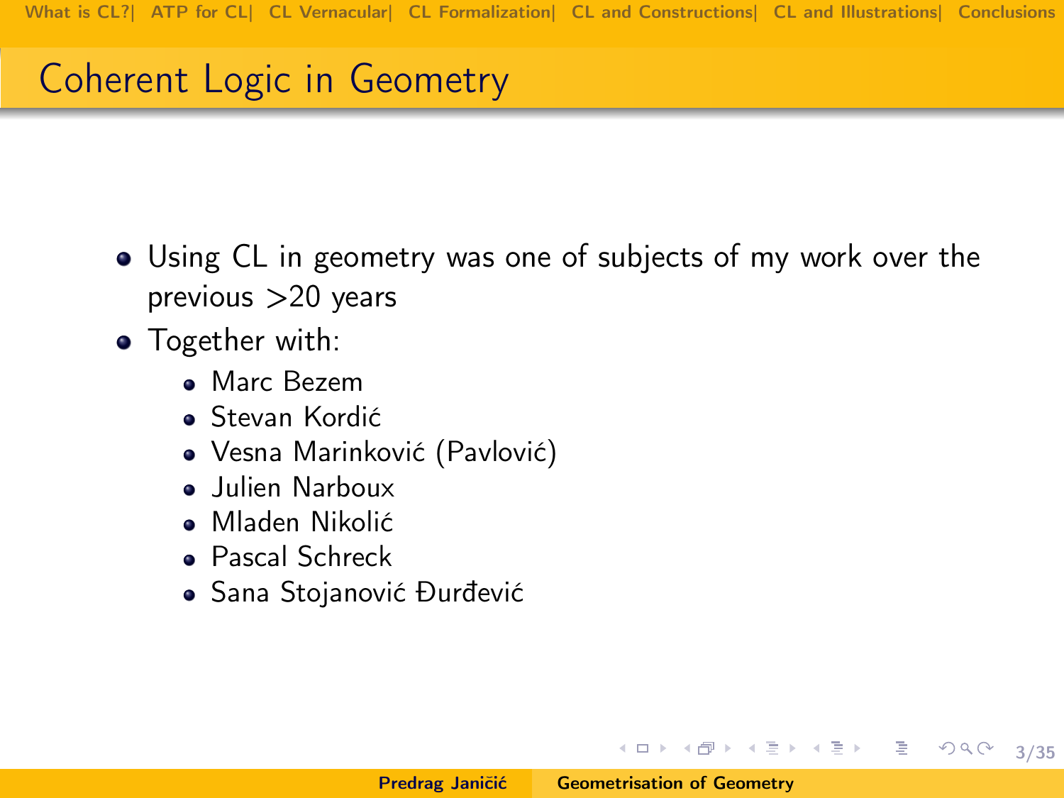# Coherent Logic in Geometry

- Using CL in geometry was one of subjects of my work over the previous >20 years
- Together with:
  - Marc Bezem
  - Stevan Kordić
  - Vesna Marinković (Pavlović)
  - Julien Narboux
  - Mladen Nikolić
  - Pascal Schreck
  - Sana Stojanović Đurđević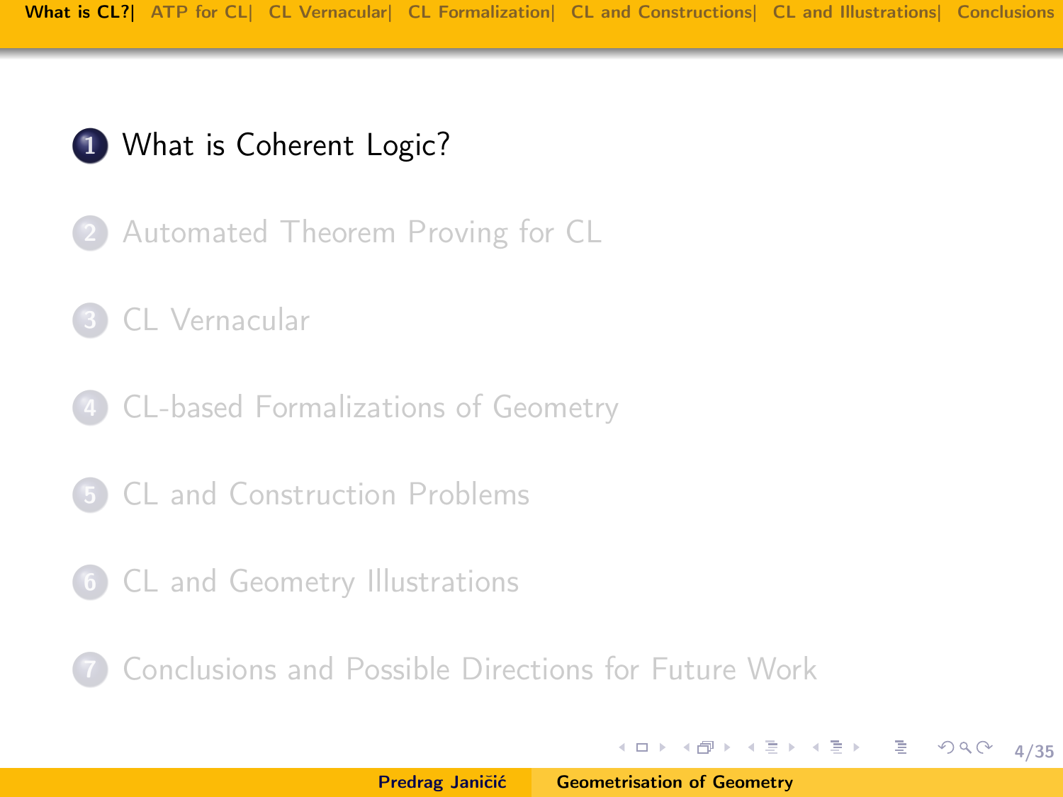1. What is Coherent Logic?
2. Automated Theorem Proving for CL
3. CL Vernacular
4. CL-based Formalizations of Geometry
5. CL and Construction Problems
6. CL and Geometry Illustrations
7. Conclusions and Possible Directions for Future Work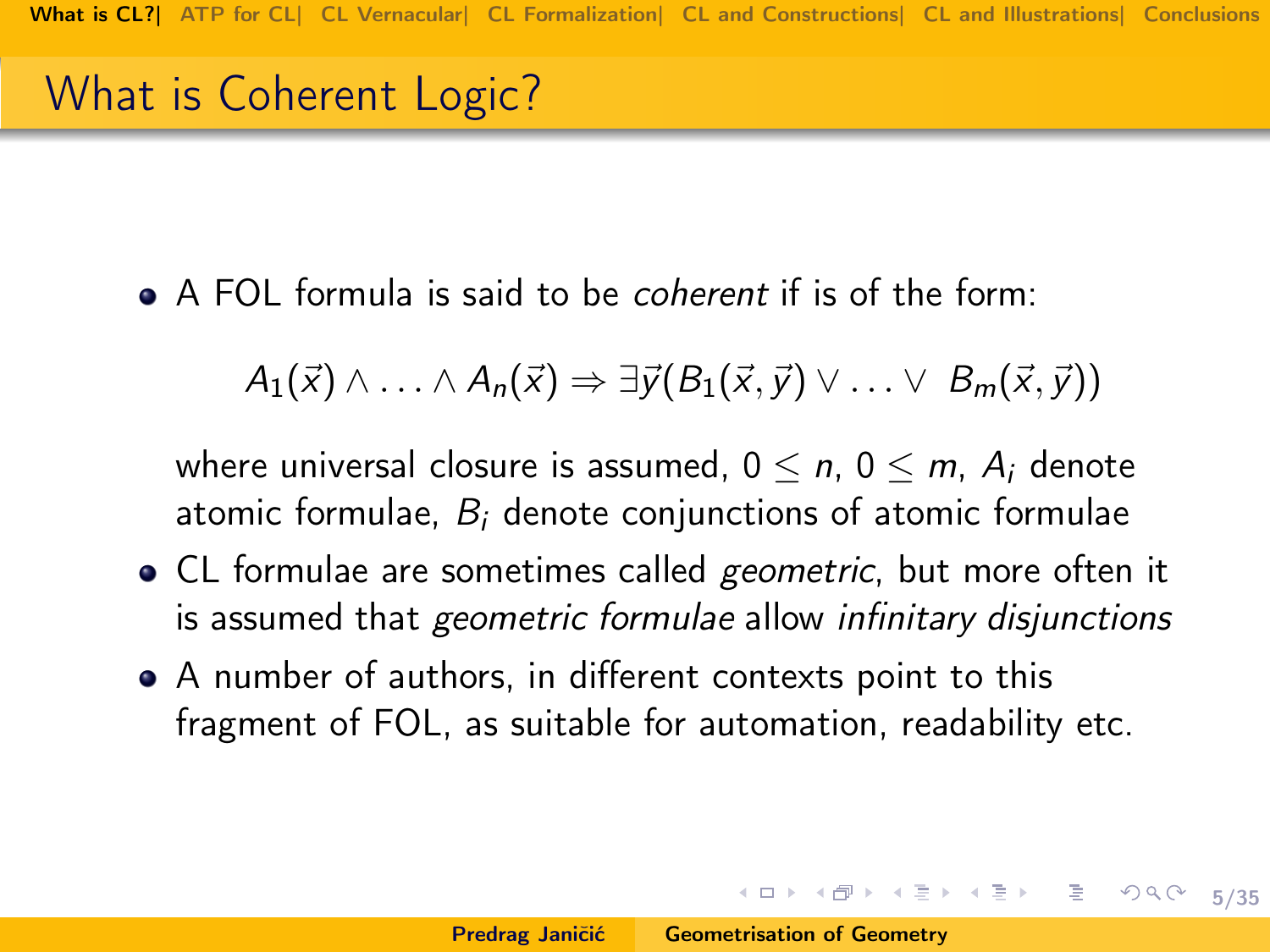# What is Coherent Logic?

- A FOL formula is said to be *coherent* if is of the form:

$$A_1(\vec{x}) \wedge \ldots \wedge A_n(\vec{x}) \Rightarrow \exists \vec{y}(B_1(\vec{x},\vec{y}) \vee \ldots \vee \ B_m(\vec{x},\vec{y}))$$

  where universal closure is assumed, $0 \leq n$, $0 \leq m$, $A_i$ denote atomic formulae, $B_i$ denote conjunctions of atomic formulae

- CL formulae are sometimes called *geometric*, but more often it is assumed that *geometric formulae* allow *infinitary disjunctions*
- A number of authors, in different contexts point to this fragment of FOL, as suitable for automation, readability etc.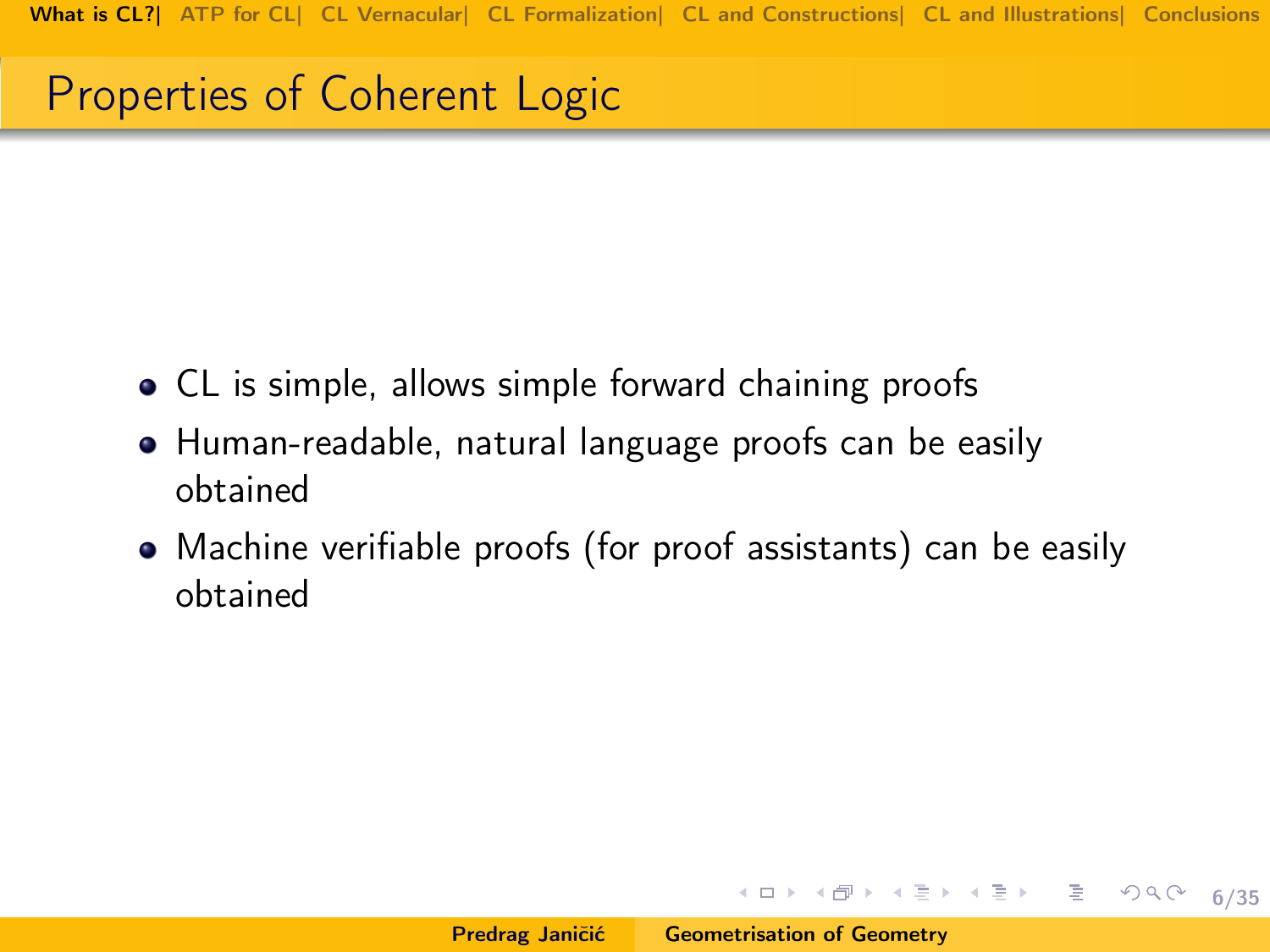## Properties of Coherent Logic

- CL is simple, allows simple forward chaining proofs
- Human-readable, natural language proofs can be easily obtained
- Machine verifiable proofs (for proof assistants) can be easily obtained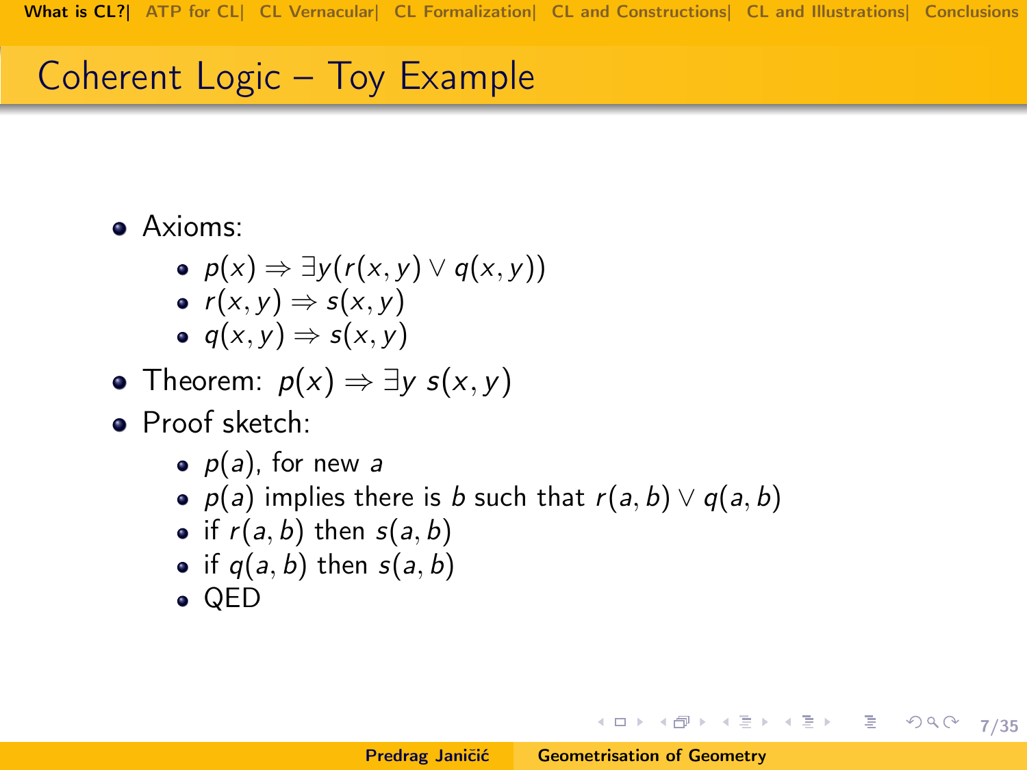# Coherent Logic – Toy Example

- Axioms:
  - $p(x) \Rightarrow \exists y (r(x,y) \vee q(x,y))$
  - $r(x,y) \Rightarrow s(x,y)$
  - $q(x,y) \Rightarrow s(x,y)$
- Theorem: $p(x) \Rightarrow \exists y\, s(x,y)$
- Proof sketch:
  - $p(a)$, for new $a$
  - $p(a)$ implies there is $b$ such that $r(a,b) \vee q(a,b)$
  - if $r(a,b)$ then $s(a,b)$
  - if $q(a,b)$ then $s(a,b)$
  - QED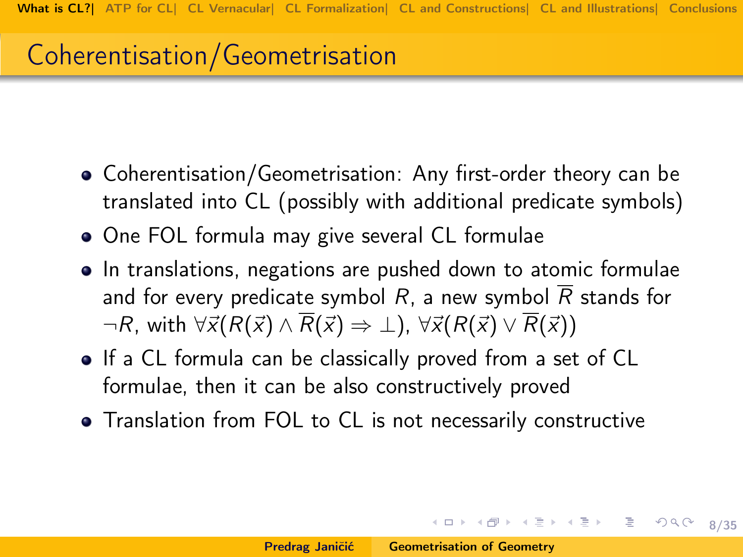# Coherentisation/Geometrisation

- Coherentisation/Geometrisation: Any first-order theory can be translated into CL (possibly with additional predicate symbols)
- One FOL formula may give several CL formulae
- In translations, negations are pushed down to atomic formulae and for every predicate symbol $R$, a new symbol $\overline{R}$ stands for $\neg R$, with $\forall \vec{x}(R(\vec{x}) \wedge \overline{R}(\vec{x}) \Rightarrow \bot)$, $\forall \vec{x}(R(\vec{x}) \vee \overline{R}(\vec{x}))$
- If a CL formula can be classically proved from a set of CL formulae, then it can be also constructively proved
- Translation from FOL to CL is not necessarily constructive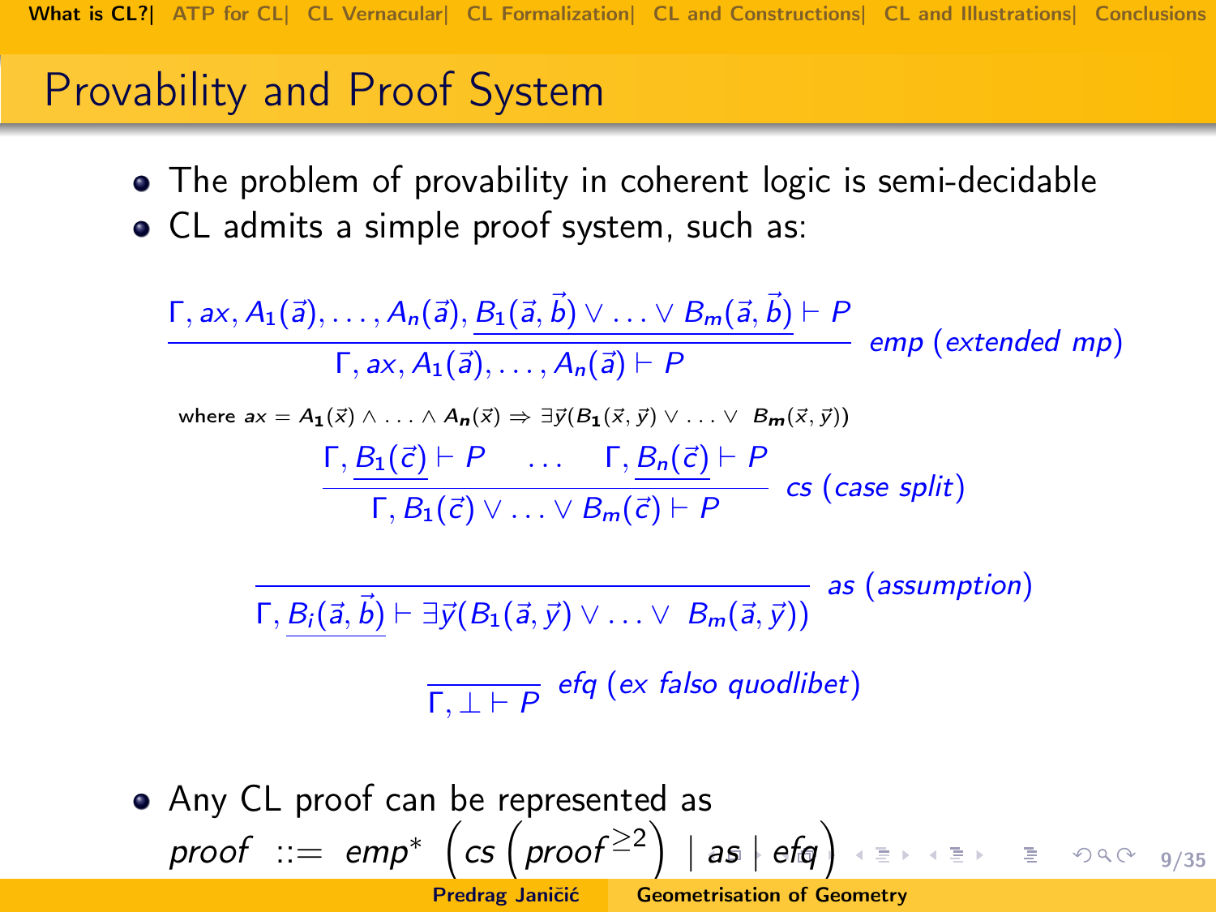## Provability and Proof System

- The problem of provability in coherent logic is semi-decidable
- CL admits a simple proof system, such as:

$$\frac{\Gamma, ax, A_1(\vec{a}), \ldots, A_n(\vec{a}), \underline{B_1(\vec{a}, \vec{b}) \vee \ldots \vee B_m(\vec{a}, \vec{b})} \vdash P}{\Gamma, ax, A_1(\vec{a}), \ldots, A_n(\vec{a}) \vdash P} \; \textit{emp (extended mp)}$$

where $ax = A_1(\vec{x}) \wedge \ldots \wedge A_n(\vec{x}) \Rightarrow \exists \vec{y}(B_1(\vec{x}, \vec{y}) \vee \ldots \vee B_m(\vec{x}, \vec{y}))$

$$\frac{\Gamma, \underline{B_1(\vec{c})} \vdash P \quad \ldots \quad \Gamma, \underline{B_n(\vec{c})} \vdash P}{\Gamma, B_1(\vec{c}) \vee \ldots \vee B_m(\vec{c}) \vdash P} \; \textit{cs (case split)}$$

$$\frac{}{\Gamma, \underline{B_i(\vec{a}, \vec{b})} \vdash \exists \vec{y}(B_1(\vec{a}, \vec{y}) \vee \ldots \vee B_m(\vec{a}, \vec{y}))} \; \textit{as (assumption)}$$

$$\frac{}{\Gamma, \bot \vdash P} \; \textit{efq (ex falso quodlibet)}$$

- Any CL proof can be represented as

$$\textit{proof} \; ::= \; \textit{emp}^* \; \left( \textit{cs} \left( \textit{proof}^{\geq 2} \right) \; | \; \textit{as} \; | \; \textit{efq} \right)$$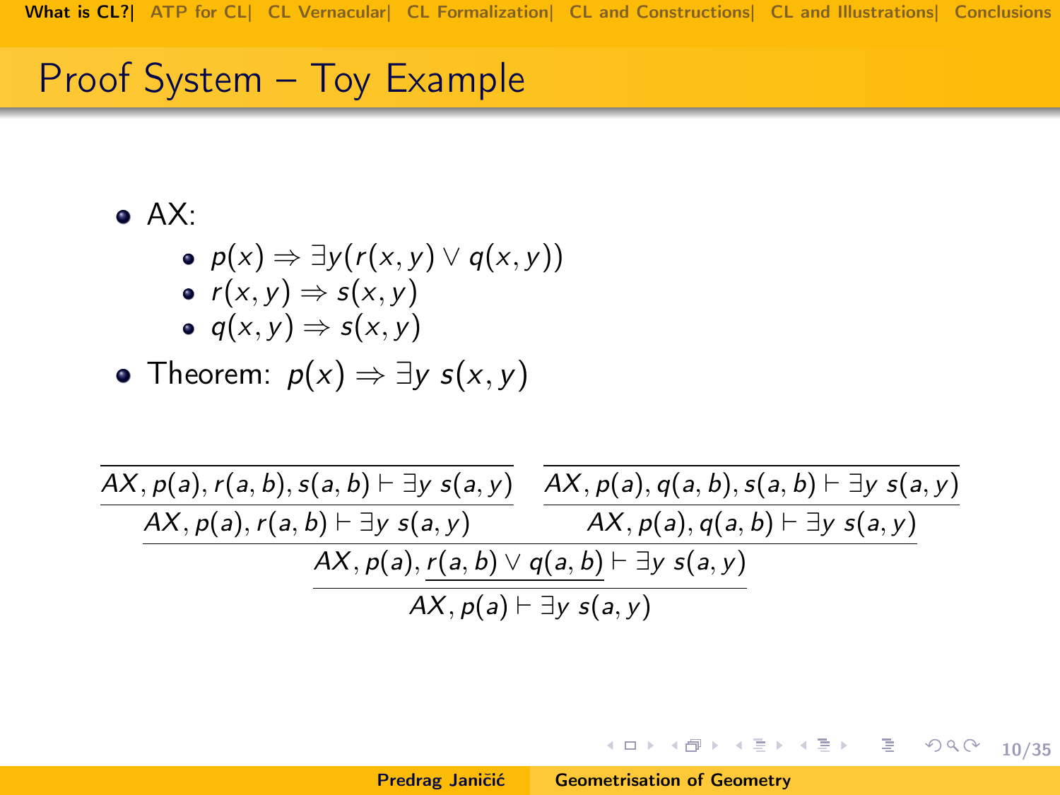## Proof System – Toy Example

- AX:
  - $p(x) \Rightarrow \exists y(r(x,y) \vee q(x,y))$
  - $r(x,y) \Rightarrow s(x,y)$
  - $q(x,y) \Rightarrow s(x,y)$
- Theorem: $p(x) \Rightarrow \exists y \; s(x,y)$

$$
\dfrac{\dfrac{\dfrac{}{AX, p(a), r(a,b), s(a,b) \vdash \exists y \; s(a,y)}}{AX, p(a), r(a,b) \vdash \exists y \; s(a,y)} \qquad \dfrac{\dfrac{}{AX, p(a), q(a,b), s(a,b) \vdash \exists y \; s(a,y)}}{AX, p(a), q(a,b) \vdash \exists y \; s(a,y)}}{\dfrac{AX, p(a), \underline{r(a,b) \vee q(a,b)} \vdash \exists y \; s(a,y)}{AX, p(a) \vdash \exists y \; s(a,y)}}
$$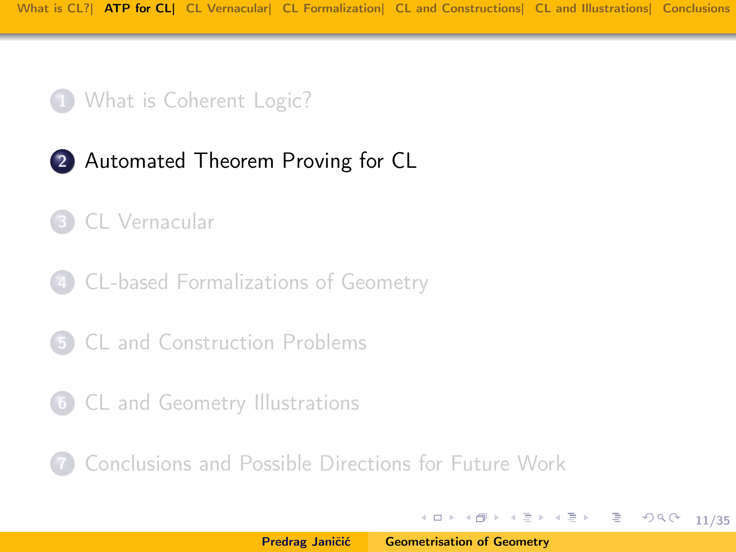1. What is Coherent Logic?
2. **Automated Theorem Proving for CL**
3. CL Vernacular
4. CL-based Formalizations of Geometry
5. CL and Construction Problems
6. CL and Geometry Illustrations
7. Conclusions and Possible Directions for Future Work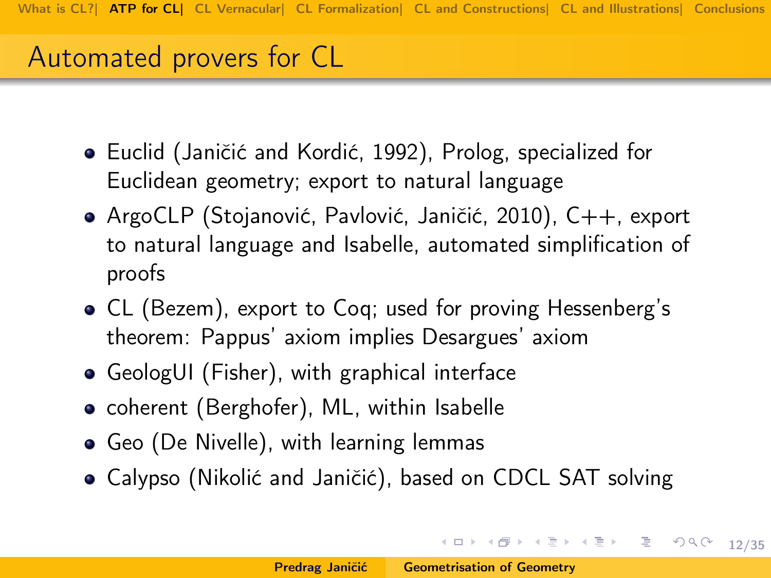## Automated provers for CL

- Euclid (Janičić and Kordić, 1992), Prolog, specialized for Euclidean geometry; export to natural language
- ArgoCLP (Stojanović, Pavlović, Janičić, 2010), C++, export to natural language and Isabelle, automated simplification of proofs
- CL (Bezem), export to Coq; used for proving Hessenberg's theorem: Pappus' axiom implies Desargues' axiom
- GeologUI (Fisher), with graphical interface
- coherent (Berghofer), ML, within Isabelle
- Geo (De Nivelle), with learning lemmas
- Calypso (Nikolić and Janičić), based on CDCL SAT solving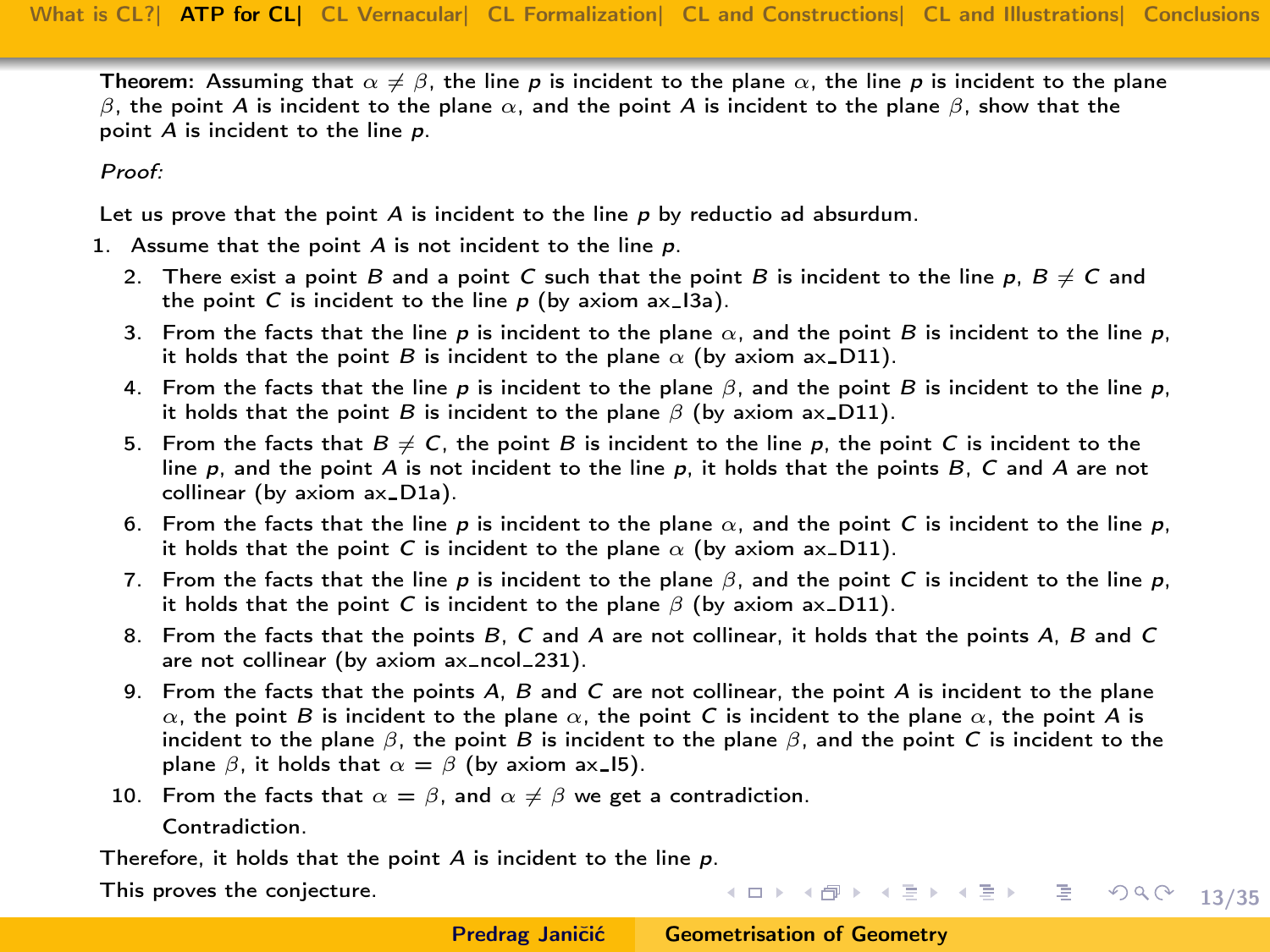**Theorem:** Assuming that $\alpha \neq \beta$, the line $p$ is incident to the plane $\alpha$, the line $p$ is incident to the plane $\beta$, the point $A$ is incident to the plane $\alpha$, and the point $A$ is incident to the plane $\beta$, show that the point $A$ is incident to the line $p$.

*Proof:*

Let us prove that the point $A$ is incident to the line $p$ by reductio ad absurdum.

1. Assume that the point $A$ is not incident to the line $p$.
   2. There exist a point $B$ and a point $C$ such that the point $B$ is incident to the line $p$, $B \neq C$ and the point $C$ is incident to the line $p$ (by axiom ax_I3a).
   3. From the facts that the line $p$ is incident to the plane $\alpha$, and the point $B$ is incident to the line $p$, it holds that the point $B$ is incident to the plane $\alpha$ (by axiom ax_D11).
   4. From the facts that the line $p$ is incident to the plane $\beta$, and the point $B$ is incident to the line $p$, it holds that the point $B$ is incident to the plane $\beta$ (by axiom ax_D11).
   5. From the facts that $B \neq C$, the point $B$ is incident to the line $p$, the point $C$ is incident to the line $p$, and the point $A$ is not incident to the line $p$, it holds that the points $B$, $C$ and $A$ are not collinear (by axiom ax_D1a).
   6. From the facts that the line $p$ is incident to the plane $\alpha$, and the point $C$ is incident to the line $p$, it holds that the point $C$ is incident to the plane $\alpha$ (by axiom ax_D11).
   7. From the facts that the line $p$ is incident to the plane $\beta$, and the point $C$ is incident to the line $p$, it holds that the point $C$ is incident to the plane $\beta$ (by axiom ax_D11).
   8. From the facts that the points $B$, $C$ and $A$ are not collinear, it holds that the points $A$, $B$ and $C$ are not collinear (by axiom ax_ncol_231).
   9. From the facts that the points $A$, $B$ and $C$ are not collinear, the point $A$ is incident to the plane $\alpha$, the point $B$ is incident to the plane $\alpha$, the point $C$ is incident to the plane $\alpha$, the point $A$ is incident to the plane $\beta$, the point $B$ is incident to the plane $\beta$, and the point $C$ is incident to the plane $\beta$, it holds that $\alpha = \beta$ (by axiom ax_I5).
   10. From the facts that $\alpha = \beta$, and $\alpha \neq \beta$ we get a contradiction.

   Contradiction.

Therefore, it holds that the point $A$ is incident to the line $p$.

This proves the conjecture.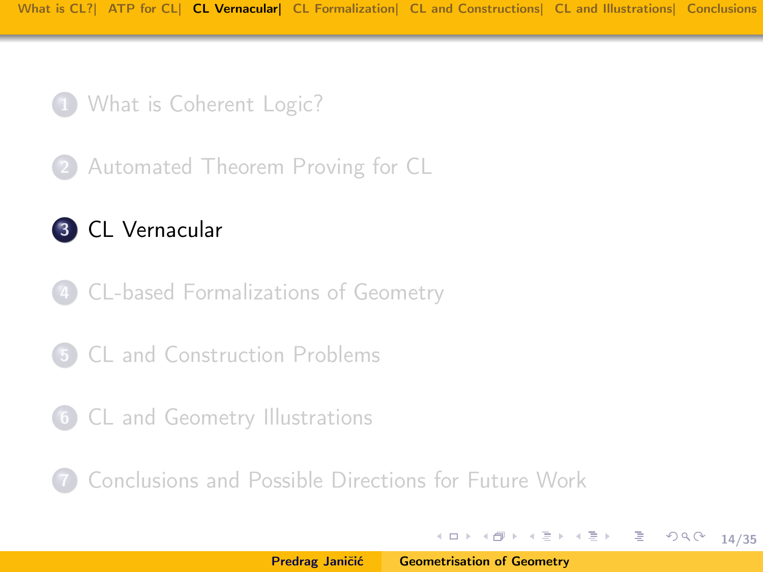1. What is Coherent Logic?
2. Automated Theorem Proving for CL
3. **CL Vernacular**
4. CL-based Formalizations of Geometry
5. CL and Construction Problems
6. CL and Geometry Illustrations
7. Conclusions and Possible Directions for Future Work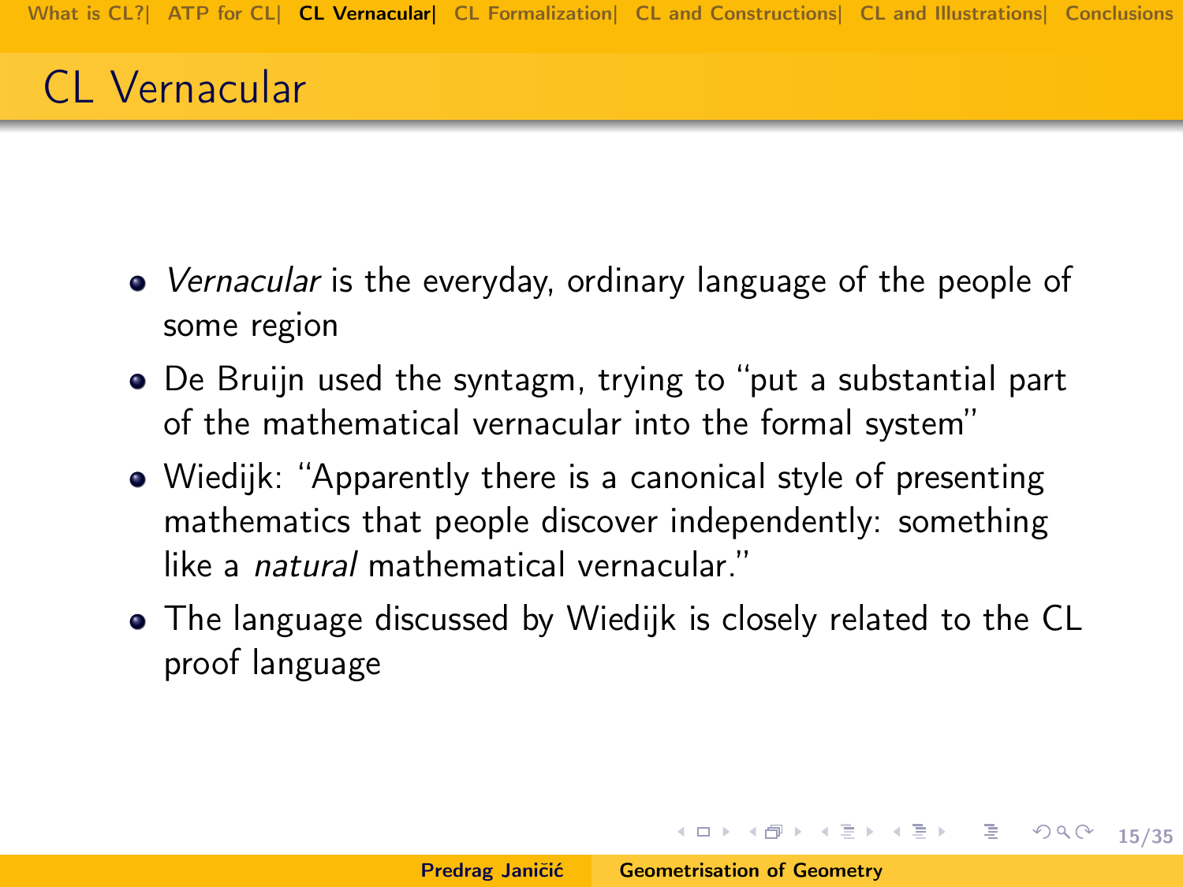## CL Vernacular

- *Vernacular* is the everyday, ordinary language of the people of some region
- De Bruijn used the syntagm, trying to "put a substantial part of the mathematical vernacular into the formal system"
- Wiedijk: "Apparently there is a canonical style of presenting mathematics that people discover independently: something like a *natural* mathematical vernacular."
- The language discussed by Wiedijk is closely related to the CL proof language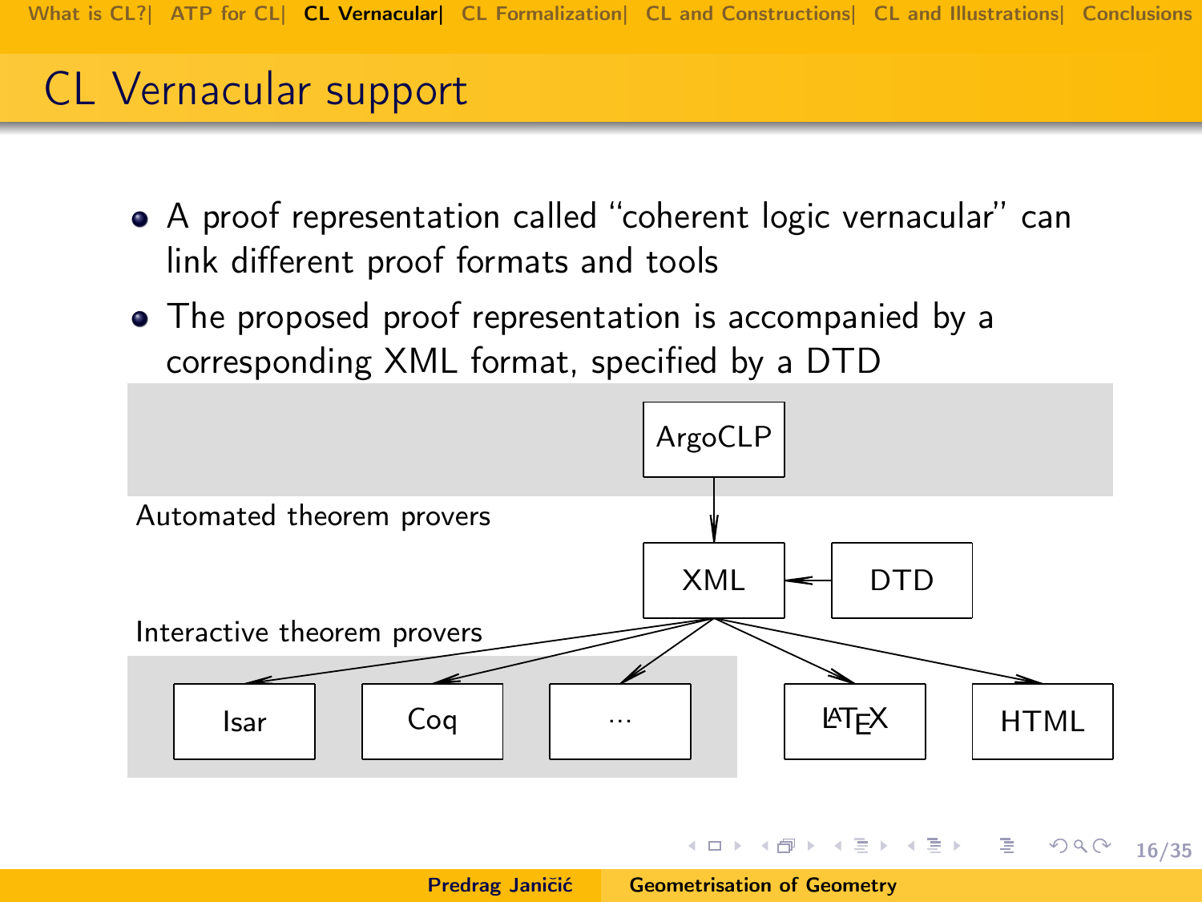# CL Vernacular support

- A proof representation called "coherent logic vernacular" can link different proof formats and tools
- The proposed proof representation is accompanied by a corresponding XML format, specified by a DTD

ArgoCLP

Automated theorem provers

XML

DTD

Interactive theorem provers

Isar

Coq

...

LaTeX

HTML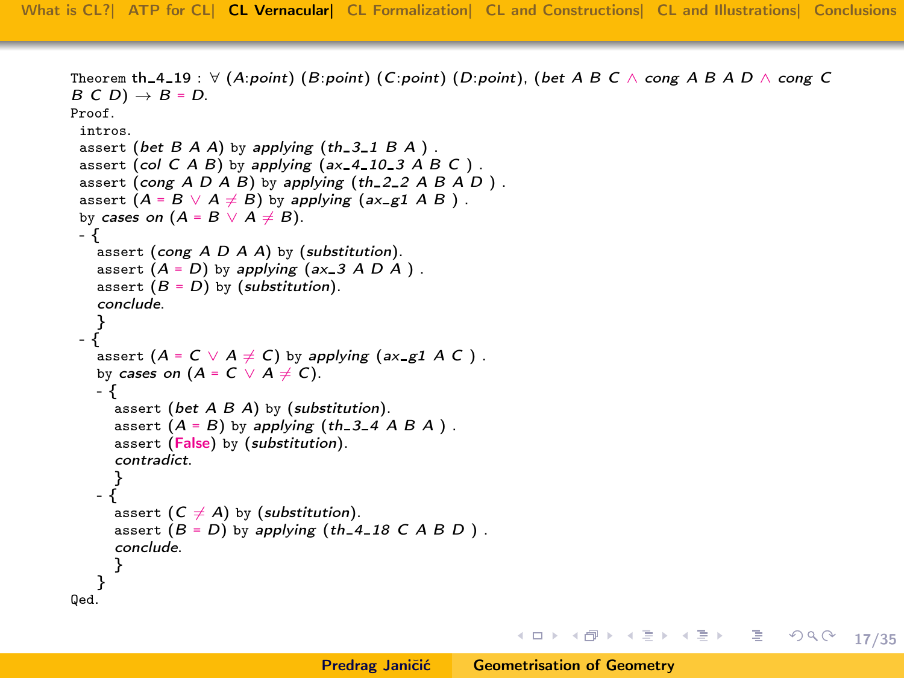```
Theorem th_4_19 : ∀ (A:point) (B:point) (C:point) (D:point), (bet A B C ∧ cong A B A D ∧ cong C B C D) → B = D.
Proof.
 intros.
 assert (bet B A A) by applying (th_3_1 B A ) .
 assert (col C A B) by applying (ax_4_10_3 A B C ) .
 assert (cong A D A B) by applying (th_2_2 A B A D ) .
 assert (A = B ∨ A ≠ B) by applying (ax_g1 A B ) .
 by cases on (A = B ∨ A ≠ B).
 - {
   assert (cong A D A A) by (substitution).
   assert (A = D) by applying (ax_3 A D A ) .
   assert (B = D) by (substitution).
   conclude.
   }
 - {
   assert (A = C ∨ A ≠ C) by applying (ax_g1 A C ) .
   by cases on (A = C ∨ A ≠ C).
   - {
     assert (bet A B A) by (substitution).
     assert (A = B) by applying (th_3_4 A B A ) .
     assert (False) by (substitution).
     contradict.
     }
   - {
     assert (C ≠ A) by (substitution).
     assert (B = D) by applying (th_4_18 C A B D ) .
     conclude.
     }
   }
Qed.
```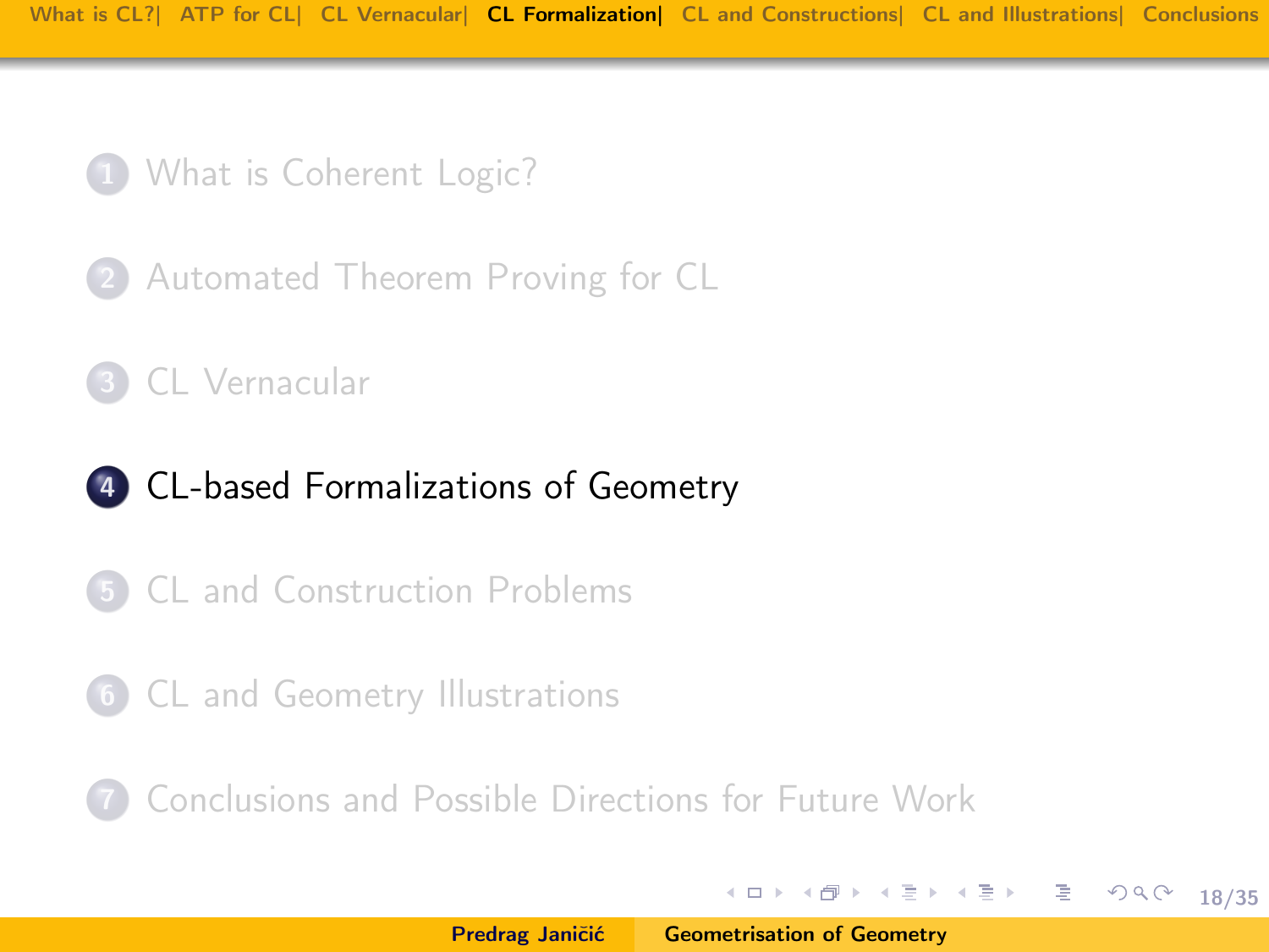1. What is Coherent Logic?
2. Automated Theorem Proving for CL
3. CL Vernacular
4. **CL-based Formalizations of Geometry**
5. CL and Construction Problems
6. CL and Geometry Illustrations
7. Conclusions and Possible Directions for Future Work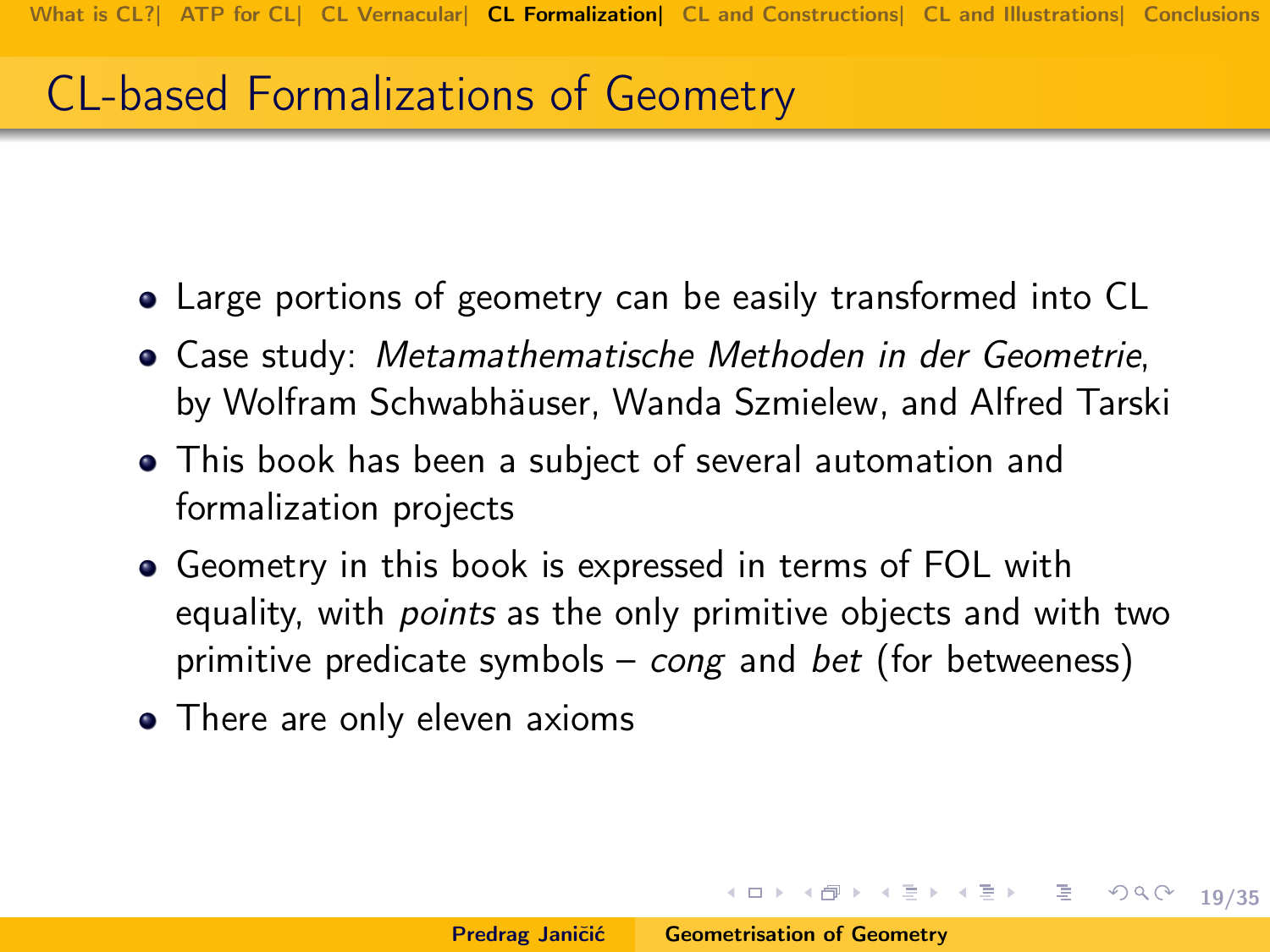# CL-based Formalizations of Geometry

- Large portions of geometry can be easily transformed into CL
- Case study: *Metamathematische Methoden in der Geometrie*, by Wolfram Schwabhäuser, Wanda Szmielew, and Alfred Tarski
- This book has been a subject of several automation and formalization projects
- Geometry in this book is expressed in terms of FOL with equality, with *points* as the only primitive objects and with two primitive predicate symbols – *cong* and *bet* (for betweeness)
- There are only eleven axioms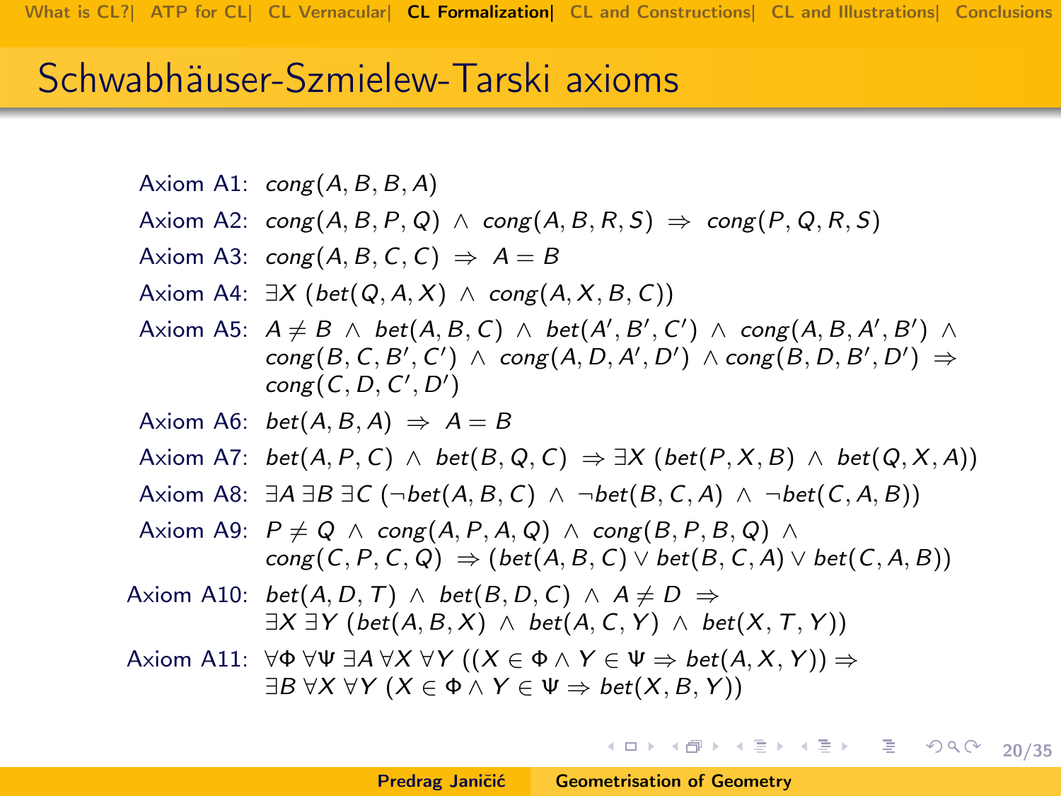## Schwabhäuser-Szmielew-Tarski axioms

Axiom A1: $cong(A, B, B, A)$

Axiom A2: $cong(A, B, P, Q) \wedge cong(A, B, R, S) \Rightarrow cong(P, Q, R, S)$

Axiom A3: $cong(A, B, C, C) \Rightarrow A = B$

Axiom A4: $\exists X\, (bet(Q, A, X) \wedge cong(A, X, B, C))$

Axiom A5: $A \neq B \wedge bet(A, B, C) \wedge bet(A', B', C') \wedge cong(A, B, A', B') \wedge cong(B, C, B', C') \wedge cong(A, D, A', D') \wedge cong(B, D, B', D') \Rightarrow cong(C, D, C', D')$

Axiom A6: $bet(A, B, A) \Rightarrow A = B$

Axiom A7: $bet(A, P, C) \wedge bet(B, Q, C) \Rightarrow \exists X\, (bet(P, X, B) \wedge bet(Q, X, A))$

Axiom A8: $\exists A\, \exists B\, \exists C\, (\neg bet(A, B, C) \wedge \neg bet(B, C, A) \wedge \neg bet(C, A, B))$

Axiom A9: $P \neq Q \wedge cong(A, P, A, Q) \wedge cong(B, P, B, Q) \wedge cong(C, P, C, Q) \Rightarrow (bet(A, B, C) \vee bet(B, C, A) \vee bet(C, A, B))$

Axiom A10: $bet(A, D, T) \wedge bet(B, D, C) \wedge A \neq D \Rightarrow \exists X\, \exists Y\, (bet(A, B, X) \wedge bet(A, C, Y) \wedge bet(X, T, Y))$

Axiom A11: $\forall \Phi\, \forall \Psi\, \exists A\, \forall X\, \forall Y\, ((X \in \Phi \wedge Y \in \Psi \Rightarrow bet(A, X, Y)) \Rightarrow \exists B\, \forall X\, \forall Y\, (X \in \Phi \wedge Y \in \Psi \Rightarrow bet(X, B, Y))$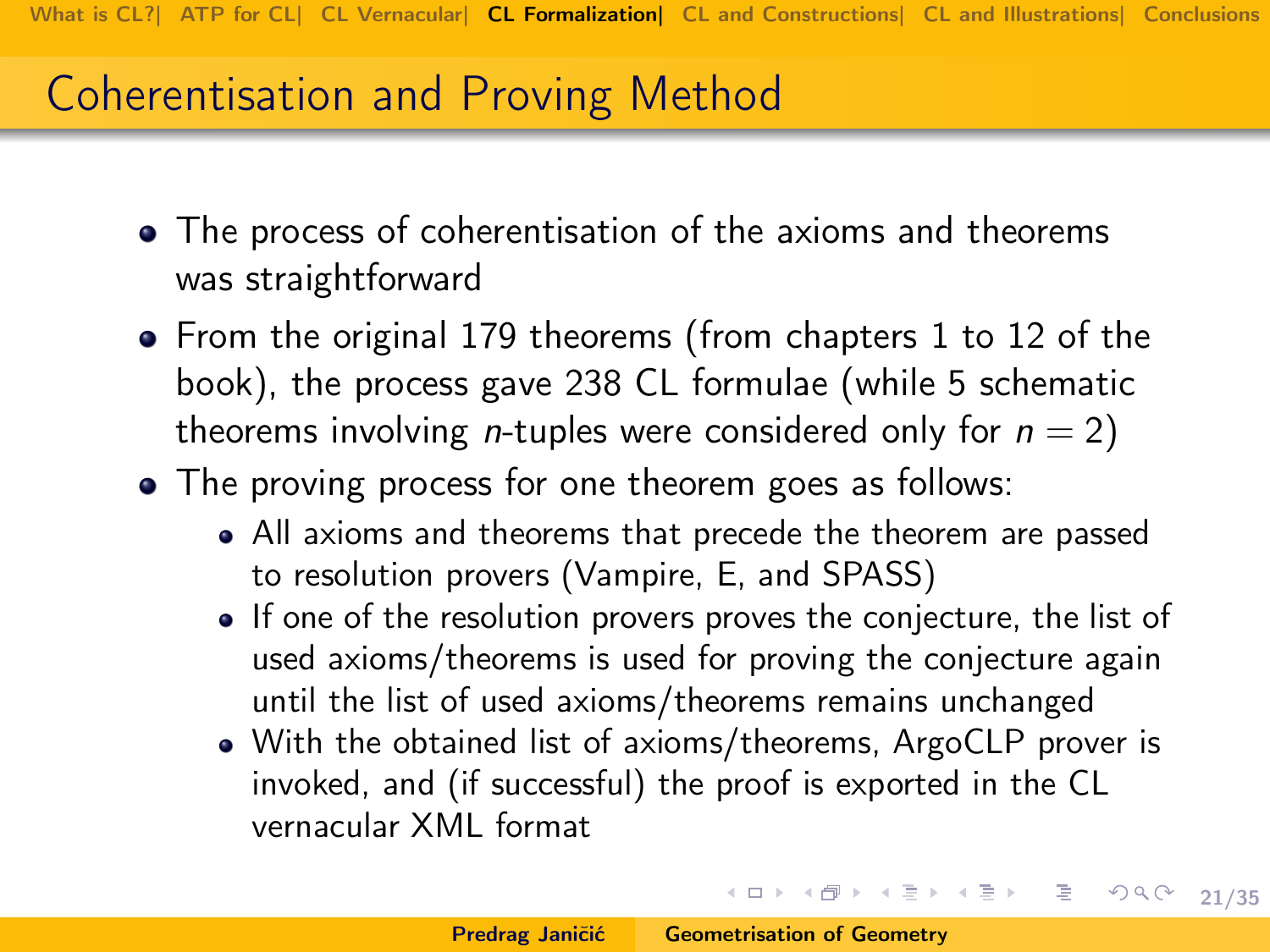## Coherentisation and Proving Method

- The process of coherentisation of the axioms and theorems was straightforward
- From the original 179 theorems (from chapters 1 to 12 of the book), the process gave 238 CL formulae (while 5 schematic theorems involving $n$-tuples were considered only for $n = 2$)
- The proving process for one theorem goes as follows:
  - All axioms and theorems that precede the theorem are passed to resolution provers (Vampire, E, and SPASS)
  - If one of the resolution provers proves the conjecture, the list of used axioms/theorems is used for proving the conjecture again until the list of used axioms/theorems remains unchanged
  - With the obtained list of axioms/theorems, ArgoCLP prover is invoked, and (if successful) the proof is exported in the CL vernacular XML format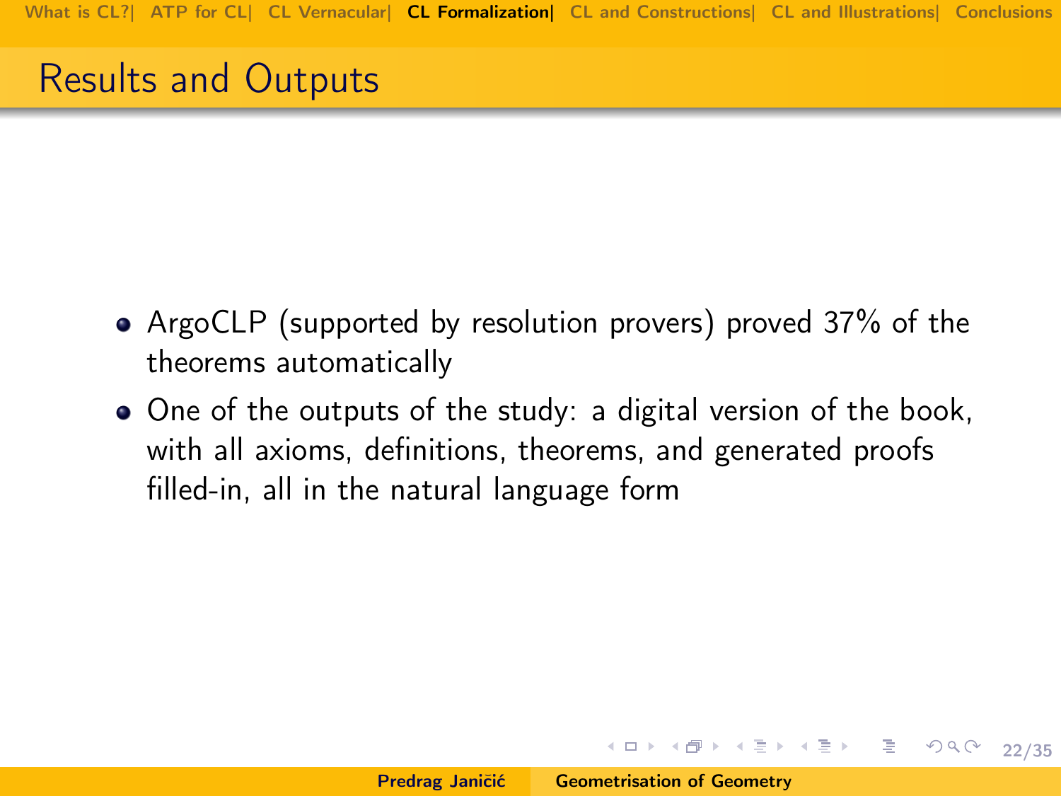## Results and Outputs

- ArgoCLP (supported by resolution provers) proved 37% of the theorems automatically
- One of the outputs of the study: a digital version of the book, with all axioms, definitions, theorems, and generated proofs filled-in, all in the natural language form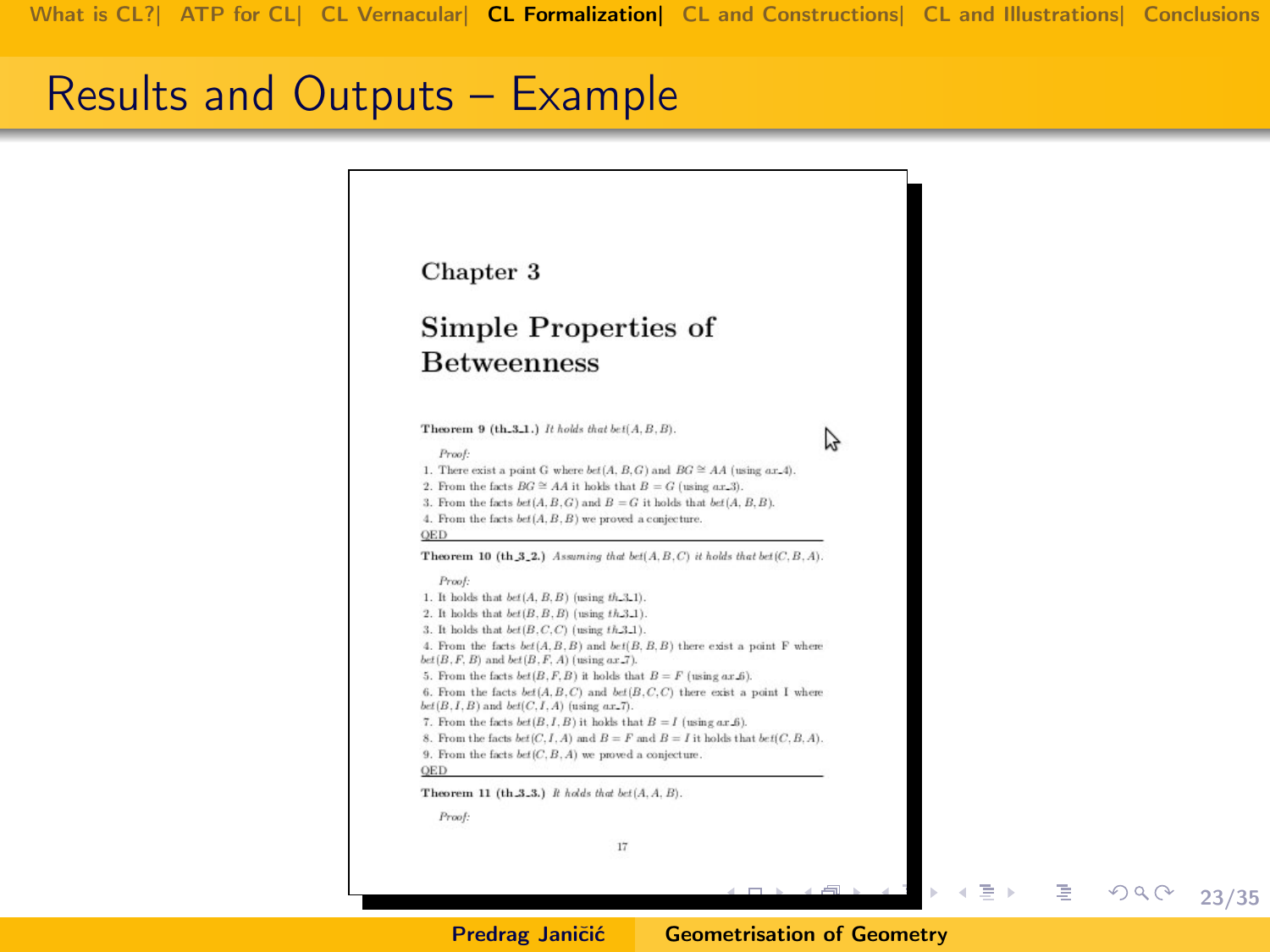# Results and Outputs – Example

## Chapter 3

## Simple Properties of Betweenness

**Theorem 9 (th_3_1.)** *It holds that* $bet(A, B, B)$.

*Proof:*

1. There exist a point G where $bet(A, B, G)$ and $BG \cong AA$ (using ax_4).
2. From the facts $BG \cong AA$ it holds that $B = G$ (using ax_3).
3. From the facts $bet(A, B, G)$ and $B = G$ it holds that $bet(A, B, B)$.
4. From the facts $bet(A, B, B)$ we proved a conjecture.

QED

**Theorem 10 (th_3_2.)** *Assuming that* $bet(A, B, C)$ *it holds that* $bet(C, B, A)$.

*Proof:*

1. It holds that $bet(A, B, B)$ (using th_3_1).
2. It holds that $bet(B, B, B)$ (using th_3_1).
3. It holds that $bet(B, C, C)$ (using th_3_1).
4. From the facts $bet(A, B, B)$ and $bet(B, B, B)$ there exist a point F where $bet(B, F, B)$ and $bet(B, F, A)$ (using ax_7).
5. From the facts $bet(B, F, B)$ it holds that $B = F$ (using ax_6).
6. From the facts $bet(A, B, C)$ and $bet(B, C, C)$ there exist a point I where $bet(B, I, B)$ and $bet(C, I, A)$ (using ax_7).
7. From the facts $bet(B, I, B)$ it holds that $B = I$ (using ax_6).
8. From the facts $bet(C, I, A)$ and $B = F$ and $B = I$ it holds that $bet(C, B, A)$.
9. From the facts $bet(C, B, A)$ we proved a conjecture.

QED

**Theorem 11 (th_3_3.)** *It holds that* $bet(A, A, B)$.

*Proof:*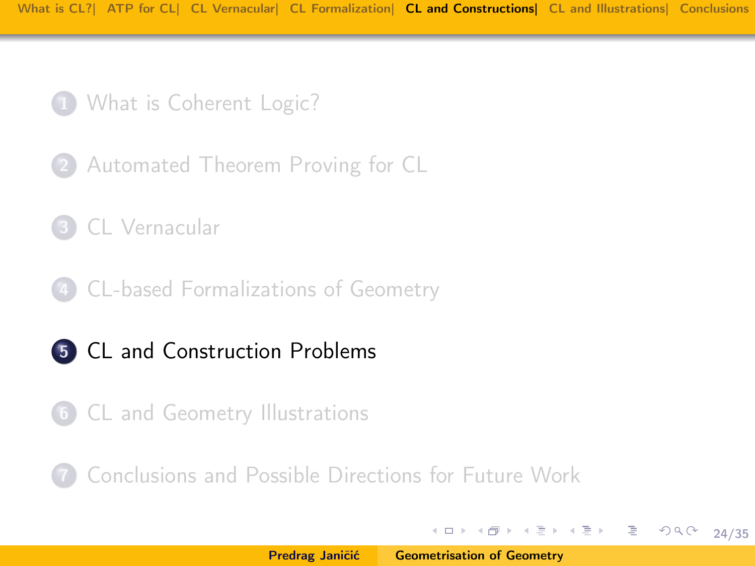1. What is Coherent Logic?
2. Automated Theorem Proving for CL
3. CL Vernacular
4. CL-based Formalizations of Geometry
5. **CL and Construction Problems**
6. CL and Geometry Illustrations
7. Conclusions and Possible Directions for Future Work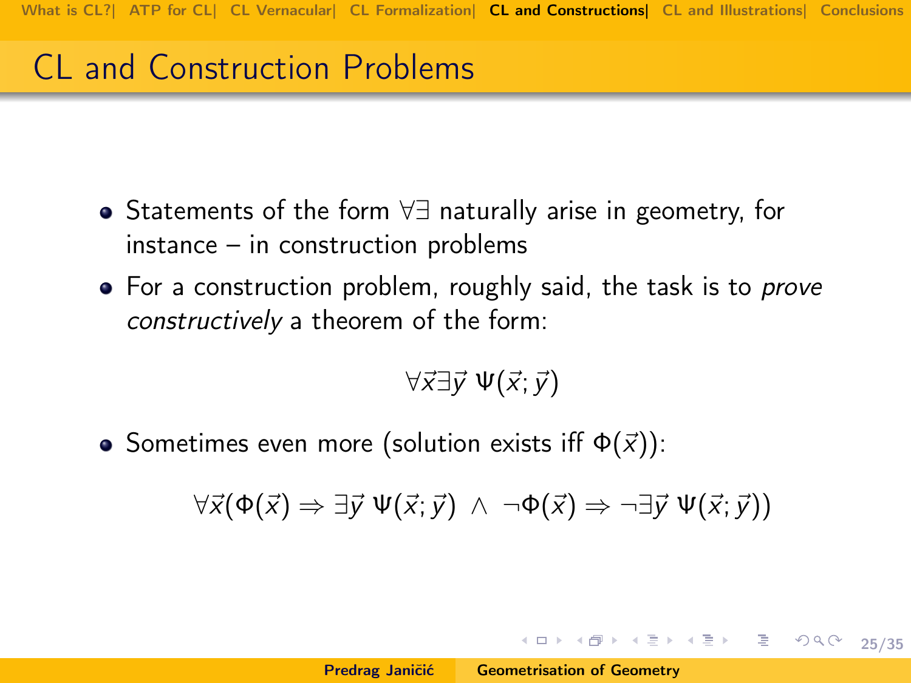# CL and Construction Problems

- Statements of the form $\forall\exists$ naturally arise in geometry, for instance – in construction problems
- For a construction problem, roughly said, the task is to *prove constructively* a theorem of the form:

$$\forall\vec{x}\exists\vec{y}\ \Psi(\vec{x};\vec{y})$$

- Sometimes even more (solution exists iff $\Phi(\vec{x})$):

$$\forall\vec{x}(\Phi(\vec{x}) \Rightarrow \exists\vec{y}\ \Psi(\vec{x};\vec{y})\ \wedge\ \neg\Phi(\vec{x}) \Rightarrow \neg\exists\vec{y}\ \Psi(\vec{x};\vec{y}))$$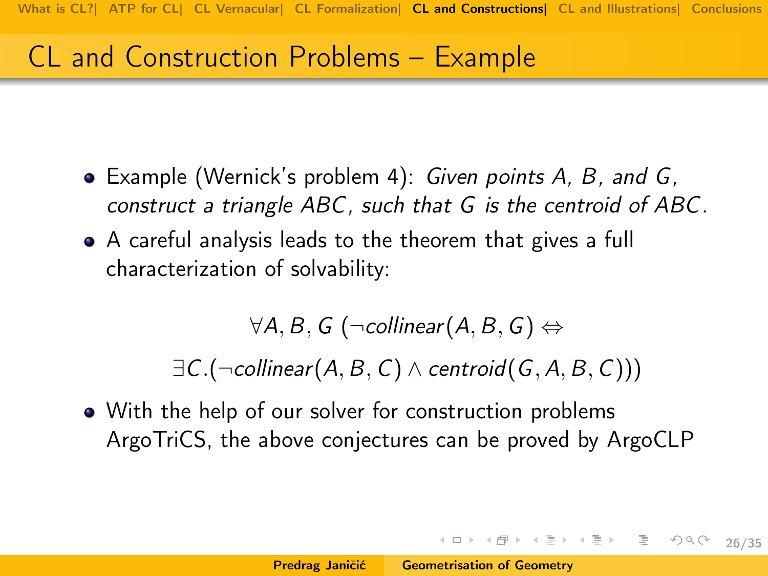## CL and Construction Problems – Example

- Example (Wernick's problem 4): *Given points $A$, $B$, and $G$, construct a triangle $ABC$, such that $G$ is the centroid of $ABC$.*
- A careful analysis leads to the theorem that gives a full characterization of solvability:

$$\forall A, B, G\ (\neg collinear(A, B, G) \Leftrightarrow$$
$$\exists C.(\neg collinear(A, B, C) \wedge centroid(G, A, B, C)))$$

- With the help of our solver for construction problems ArgoTriCS, the above conjectures can be proved by ArgoCLP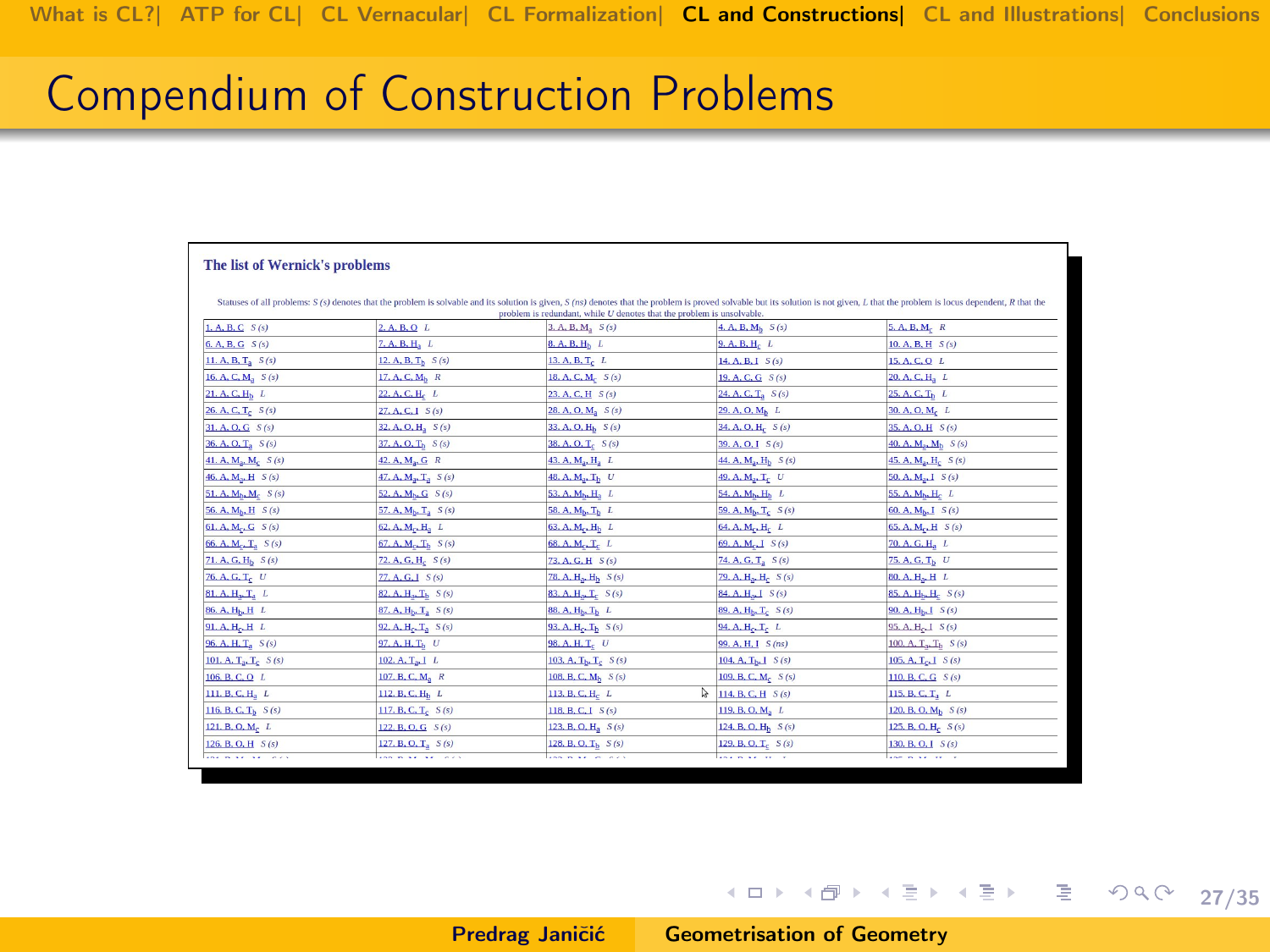# Compendium of Construction Problems

## The list of Wernick's problems

Statuses of all problems: S (s) denotes that the problem is solvable and its solution is given, S (ns) denotes that the problem is proved solvable but its solution is not given, L that the problem is locus dependent, R that the problem is redundant, while U denotes that the problem is unsolvable.

| | | | | |
|---|---|---|---|---|
| 1. A, B, C S (s) | 2. A, B, O L | 3. A, B, $M_a$ S (s) | 4. A, B, $M_b$ S (s) | 5. A, B, $M_c$ R |
| 6. A, B, G S (s) | 7. A, B, $H_a$ L | 8. A, B, $H_b$ L | 9. A, B, $H_c$ L | 10. A, B, H S (s) |
| 11. A, B, $T_a$ S (s) | 12. A, B, $T_b$ S (s) | 13. A, B, $T_c$ L | 14. A, B, I S (s) | 15. A, C, O L |
| 16. A, C, $M_a$ S (s) | 17. A, C, $M_b$ R | 18. A, C, $M_c$ S (s) | 19. A, C, G S (s) | 20. A, C, $H_a$ L |
| 21. A, C, $H_b$ L | 22. A, C, $H_c$ L | 23. A, C, H S (s) | 24. A, C, $T_a$ S (s) | 25. A, C, $T_b$ L |
| 26. A, C, $T_c$ S (s) | 27. A, C, I S (s) | 28. A, O, $M_a$ S (s) | 29. A, O, $M_b$ L | 30. A, O, $M_c$ L |
| 31. A, O, G S (s) | 32. A, O, $H_a$ S (s) | 33. A, O, $H_b$ S (s) | 34. A, O, $H_c$ S (s) | 35. A, O, H S (s) |
| 36. A, O, $T_a$ S (s) | 37. A, O, $T_b$ S (s) | 38. A, O, $T_c$ S (s) | 39. A, O, I S (s) | 40. A, $M_a$, $M_b$ S (s) |
| 41. A, $M_a$, $M_c$ S (s) | 42. A, $M_a$, G R | 43. A, $M_a$, $H_a$ L | 44. A, $M_a$, $H_b$ S (s) | 45. A, $M_a$, $H_c$ S (s) |
| 46. A, $M_a$, H S (s) | 47. A, $M_a$, $T_a$ S (s) | 48. A, $M_a$, $T_b$ U | 49. A, $M_a$, $T_c$ U | 50. A, $M_a$, I S (s) |
| 51. A, $M_b$, $M_c$ S (s) | 52. A, $M_b$, G S (s) | 53. A, $M_b$, $H_a$ L | 54. A, $M_b$, $H_b$ L | 55. A, $M_b$, $H_c$ L |
| 56. A, $M_b$, H S (s) | 57. A, $M_b$, $T_a$ S (s) | 58. A, $M_b$, $T_b$ L | 59. A, $M_b$, $T_c$ S (s) | 60. A, $M_b$, I S (s) |
| 61. A, $M_c$, G S (s) | 62. A, $M_c$, $H_a$ L | 63. A, $M_c$, $H_b$ L | 64. A, $M_c$, $H_c$ L | 65. A, $M_c$, H S (s) |
| 66. A, $M_c$, $T_a$ S (s) | 67. A, $M_c$, $T_b$ S (s) | 68. A, $M_c$, $T_c$ L | 69. A, $M_c$, I S (s) | 70. A, G, $H_a$ L |
| 71. A, G, $H_b$ S (s) | 72. A, G, $H_c$ S (s) | 73. A, G, H S (s) | 74. A, G, $T_a$ S (s) | 75. A, G, $T_b$ U |
| 76. A, G, $T_c$ U | 77. A, G, I S (s) | 78. A, $H_a$, $H_b$ S (s) | 79. A, $H_a$, $H_c$ S (s) | 80. A, $H_a$, H L |
| 81. A, $H_a$, $T_a$ L | 82. A, $H_a$, $T_b$ S (s) | 83. A, $H_a$, $T_c$ S (s) | 84. A, $H_a$, I S (s) | 85. A, $H_b$, $H_c$ S (s) |
| 86. A, $H_b$, H L | 87. A, $H_b$, $T_a$ S (s) | 88. A, $H_b$, $T_b$ L | 89. A, $H_b$, $T_c$ S (s) | 90. A, $H_b$, I S (s) |
| 91. A, $H_c$, H L | 92. A, $H_c$, $T_a$ S (s) | 93. A, $H_c$, $T_b$ S (s) | 94. A, $H_c$, $T_c$ L | 95. A, $H_c$, I S (s) |
| 96. A, H, $T_a$ S (s) | 97. A, H, $T_b$ U | 98. A, H, $T_c$ U | 99. A, H, I S (ns) | 100. A, $T_a$, $T_b$ S (s) |
| 101. A, $T_a$, $T_c$ S (s) | 102. A, $T_a$, I L | 103. A, $T_b$, $T_c$ S (s) | 104. A, $T_b$, I S (s) | 105. A, $T_c$, I S (s) |
| 106. B, C, O L | 107. B, C, $M_a$ R | 108. B, C, $M_b$ S (s) | 109. B, C, $M_c$ S (s) | 110. B, C, G S (s) |
| 111. B, C, $H_a$ L | 112. B, C, $H_b$ L | 113. B, C, $H_c$ L | 114. B, C, H S (s) | 115. B, C, $T_a$ L |
| 116. B, C, $T_b$ S (s) | 117. B, C, $T_c$ S (s) | 118. B, C, I S (s) | 119. B, O, $M_a$ L | 120. B, O, $M_b$ S (s) |
| 121. B, O, $M_c$ L | 122. B, O, G S (s) | 123. B, O, $H_a$ S (s) | 124. B, O, $H_b$ S (s) | 125. B, O, $H_c$ S (s) |
| 126. B, O, H S (s) | 127. B, O, $T_a$ S (s) | 128. B, O, $T_b$ S (s) | 129. B, O, $T_c$ S (s) | 130. B, O, I S (s) |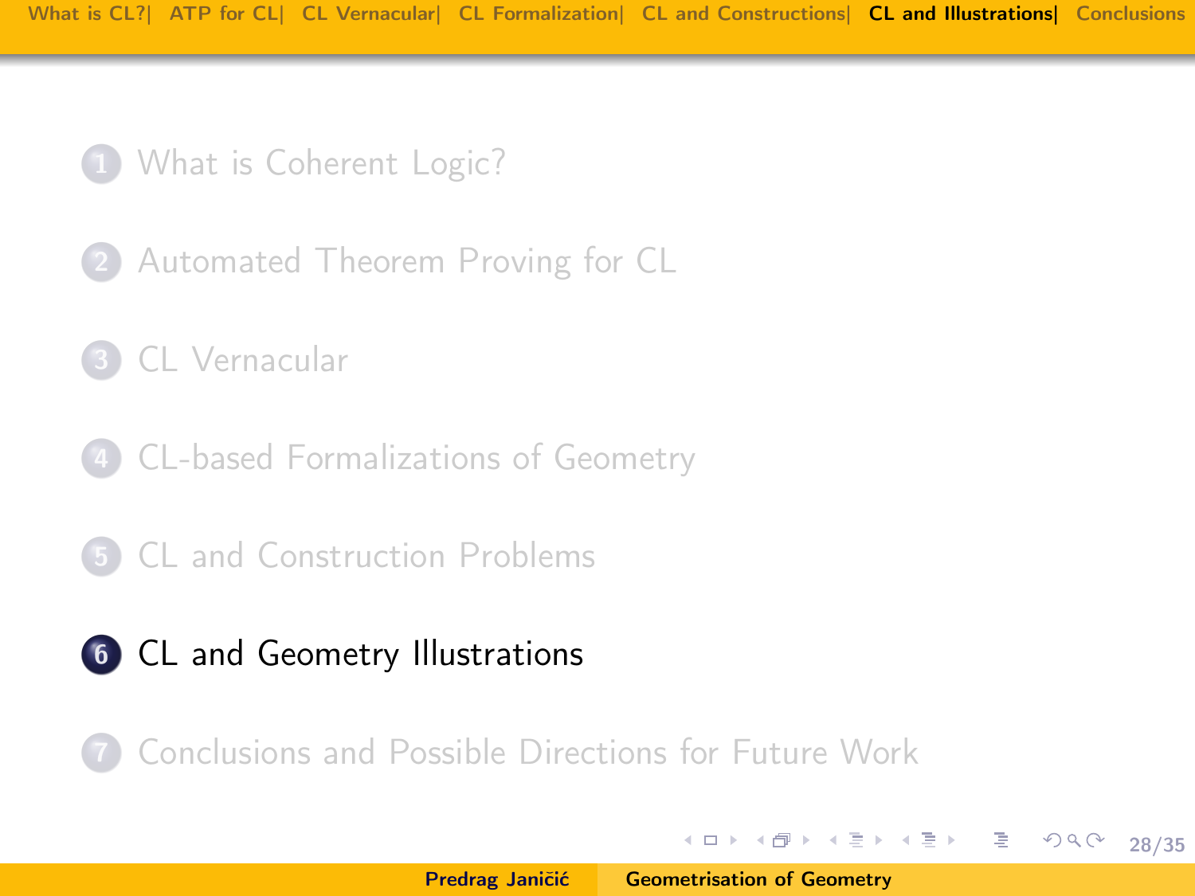1. What is Coherent Logic?
2. Automated Theorem Proving for CL
3. CL Vernacular
4. CL-based Formalizations of Geometry
5. CL and Construction Problems
6. **CL and Geometry Illustrations**
7. Conclusions and Possible Directions for Future Work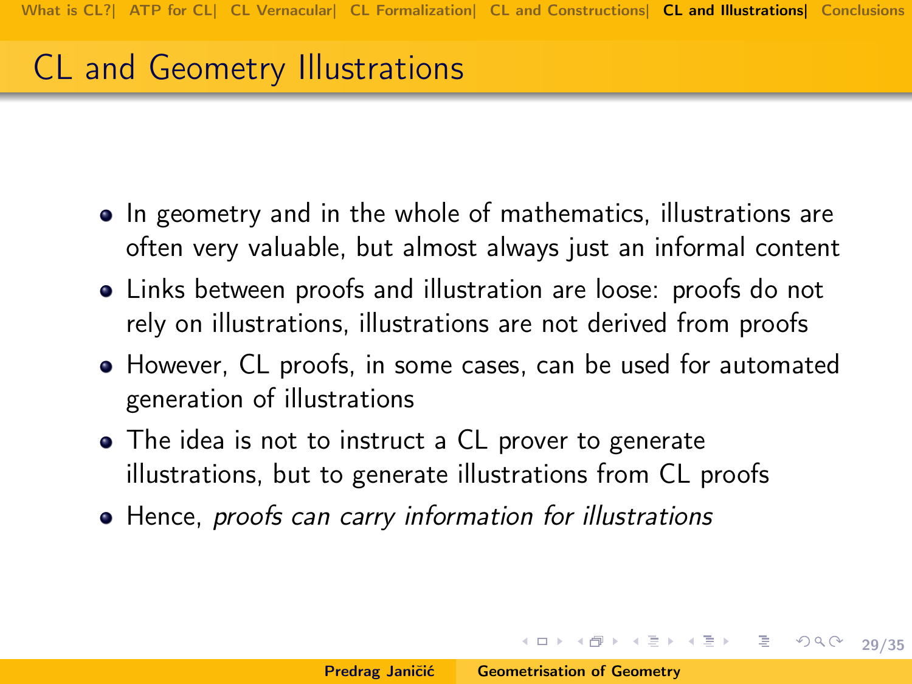# CL and Geometry Illustrations

- In geometry and in the whole of mathematics, illustrations are often very valuable, but almost always just an informal content
- Links between proofs and illustration are loose: proofs do not rely on illustrations, illustrations are not derived from proofs
- However, CL proofs, in some cases, can be used for automated generation of illustrations
- The idea is not to instruct a CL prover to generate illustrations, but to generate illustrations from CL proofs
- Hence, *proofs can carry information for illustrations*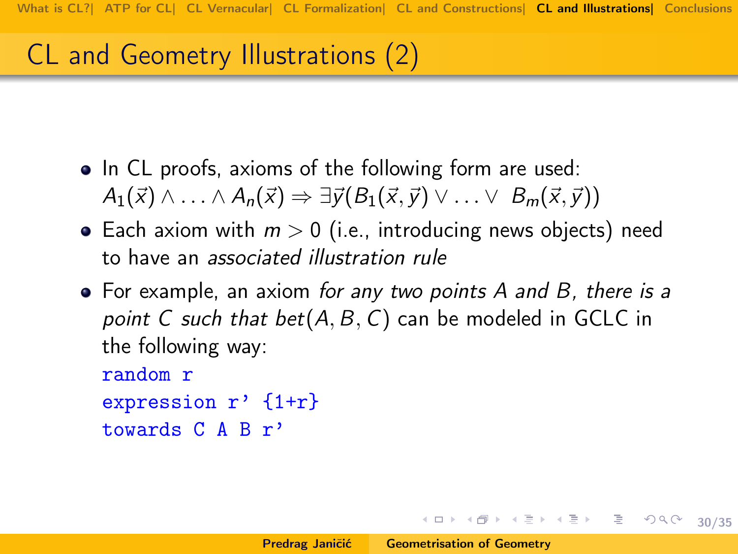# CL and Geometry Illustrations (2)

- In CL proofs, axioms of the following form are used: $A_1(\vec{x}) \wedge \ldots \wedge A_n(\vec{x}) \Rightarrow \exists \vec{y}(B_1(\vec{x}, \vec{y}) \vee \ldots \vee \; B_m(\vec{x}, \vec{y}))$
- Each axiom with $m > 0$ (i.e., introducing news objects) need to have an *associated illustration rule*
- For example, an axiom *for any two points $A$ and $B$, there is a point $C$ such that bet*$(A, B, C)$ can be modeled in GCLC in the following way:

```
random r
expression r' {1+r}
towards C A B r'
```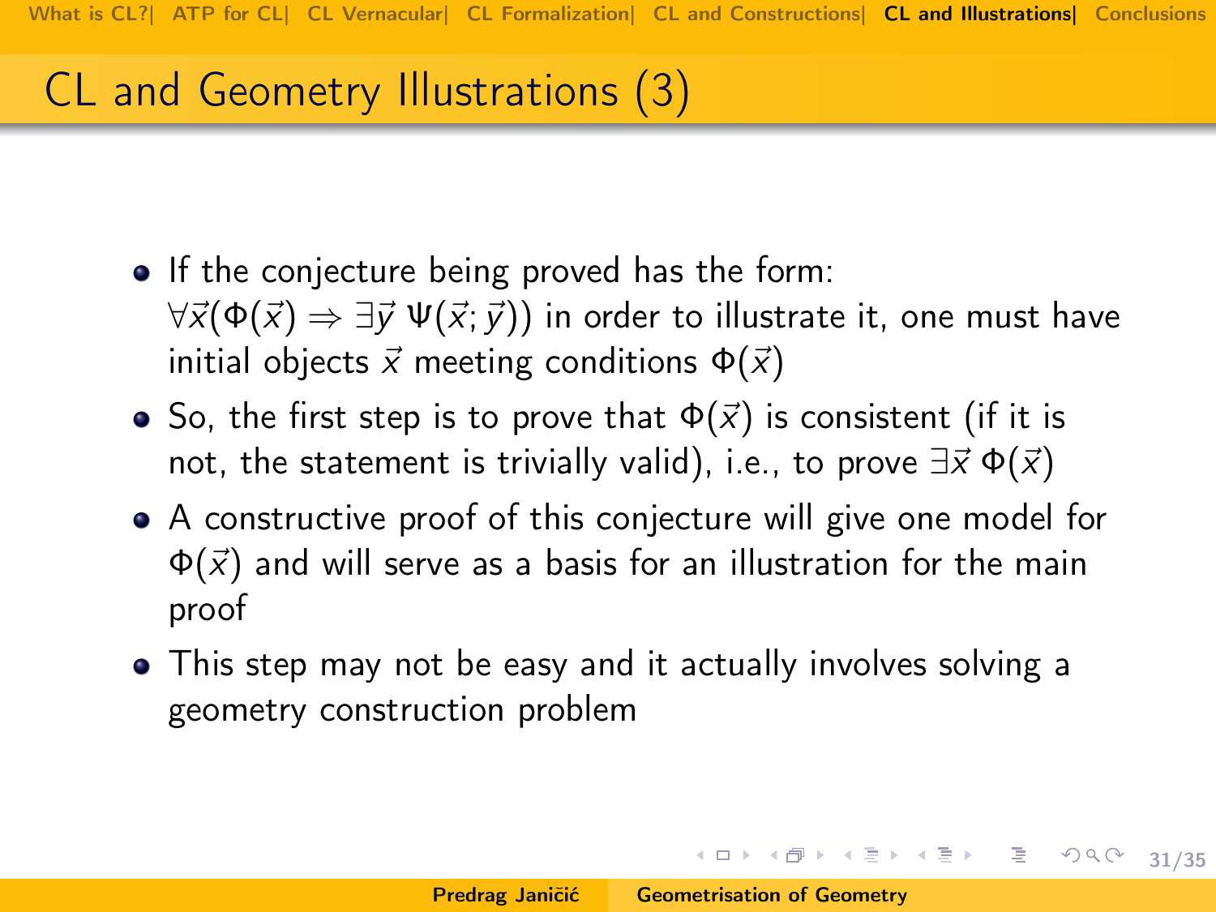# CL and Geometry Illustrations (3)

- If the conjecture being proved has the form: $\forall\vec{x}(\Phi(\vec{x}) \Rightarrow \exists\vec{y}\ \Psi(\vec{x};\vec{y}))$ in order to illustrate it, one must have initial objects $\vec{x}$ meeting conditions $\Phi(\vec{x})$
- So, the first step is to prove that $\Phi(\vec{x})$ is consistent (if it is not, the statement is trivially valid), i.e., to prove $\exists\vec{x}\ \Phi(\vec{x})$
- A constructive proof of this conjecture will give one model for $\Phi(\vec{x})$ and will serve as a basis for an illustration for the main proof
- This step may not be easy and it actually involves solving a geometry construction problem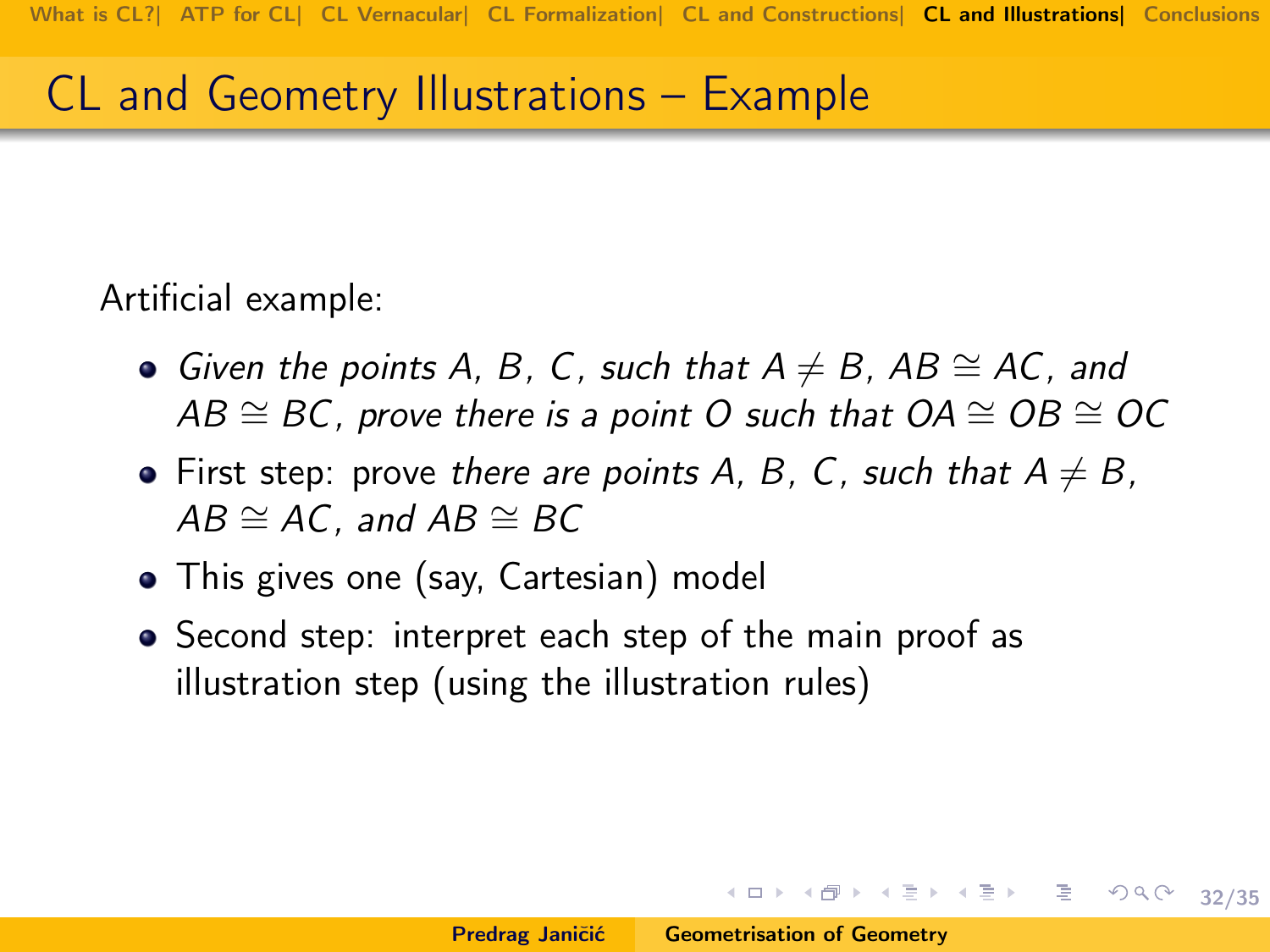# CL and Geometry Illustrations – Example

Artificial example:

- *Given the points $A$, $B$, $C$, such that $A \neq B$, $AB \cong AC$, and $AB \cong BC$, prove there is a point $O$ such that $OA \cong OB \cong OC$*
- First step: prove *there are points $A$, $B$, $C$, such that $A \neq B$, $AB \cong AC$, and $AB \cong BC$*
- This gives one (say, Cartesian) model
- Second step: interpret each step of the main proof as illustration step (using the illustration rules)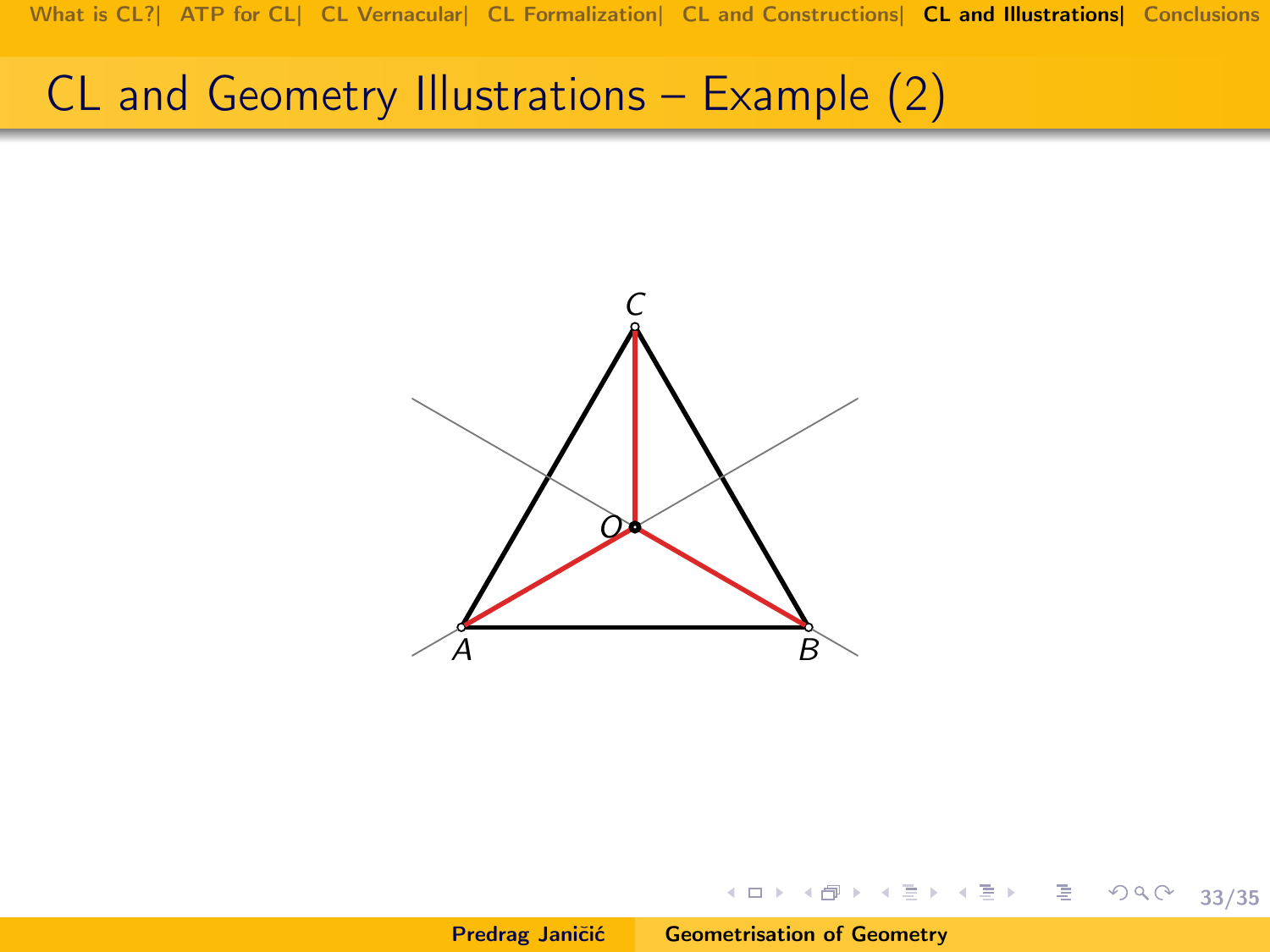# CL and Geometry Illustrations – Example (2)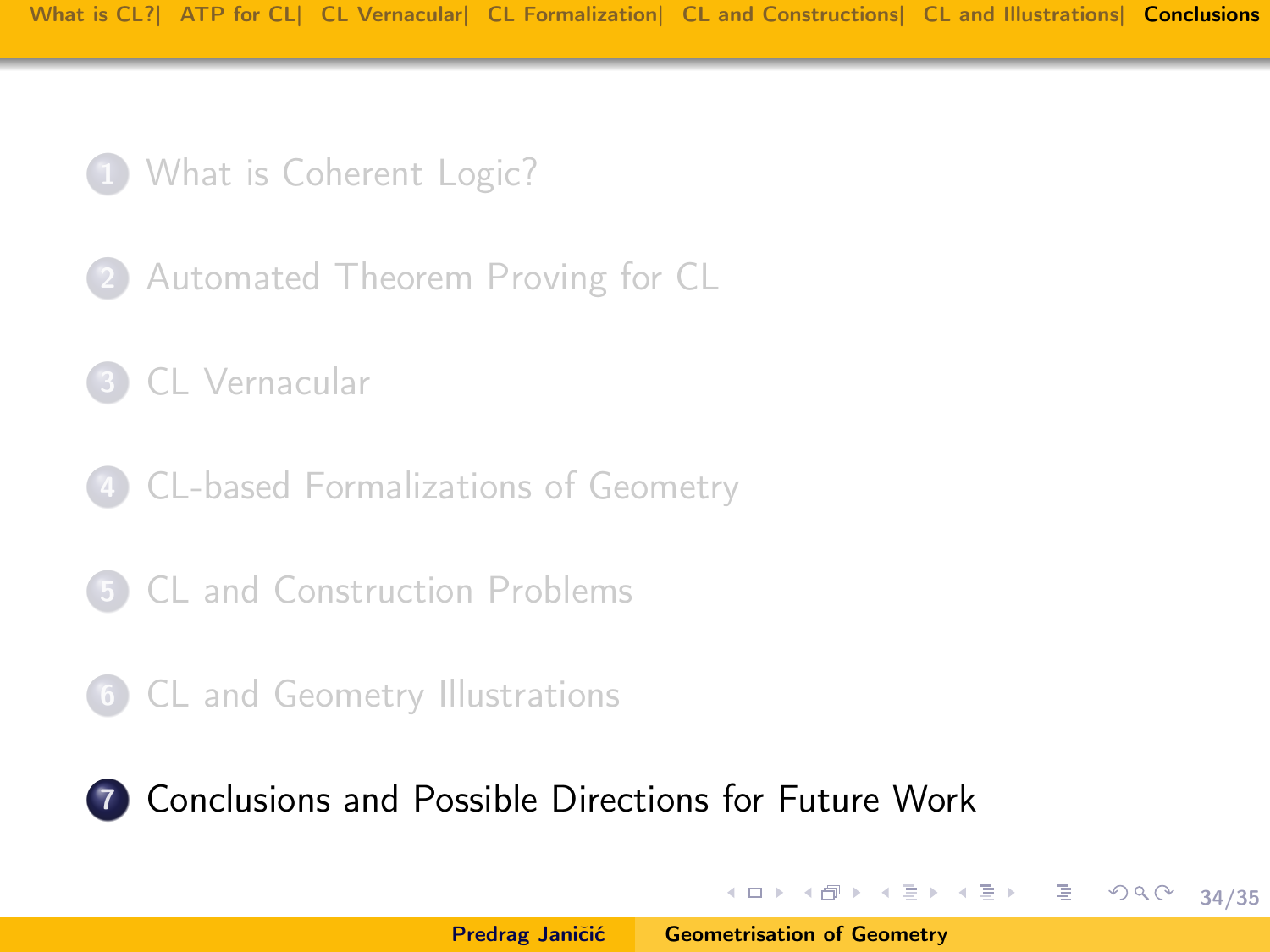1. What is Coherent Logic?
2. Automated Theorem Proving for CL
3. CL Vernacular
4. CL-based Formalizations of Geometry
5. CL and Construction Problems
6. CL and Geometry Illustrations
7. **Conclusions and Possible Directions for Future Work**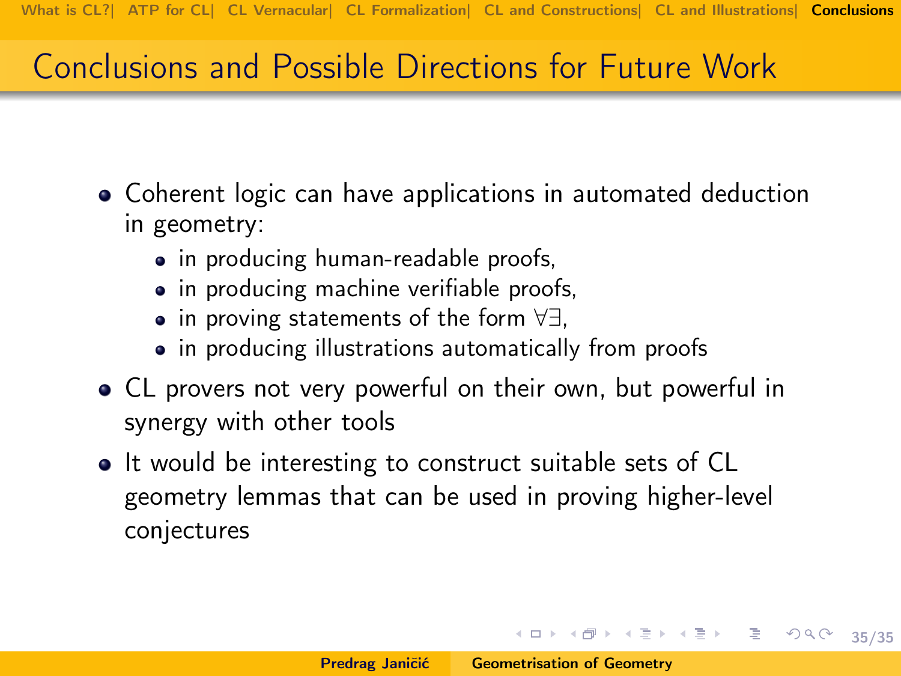# Conclusions and Possible Directions for Future Work

- Coherent logic can have applications in automated deduction in geometry:
  - in producing human-readable proofs,
  - in producing machine verifiable proofs,
  - in proving statements of the form $\forall\exists$,
  - in producing illustrations automatically from proofs
- CL provers not very powerful on their own, but powerful in synergy with other tools
- It would be interesting to construct suitable sets of CL geometry lemmas that can be used in proving higher-level conjectures